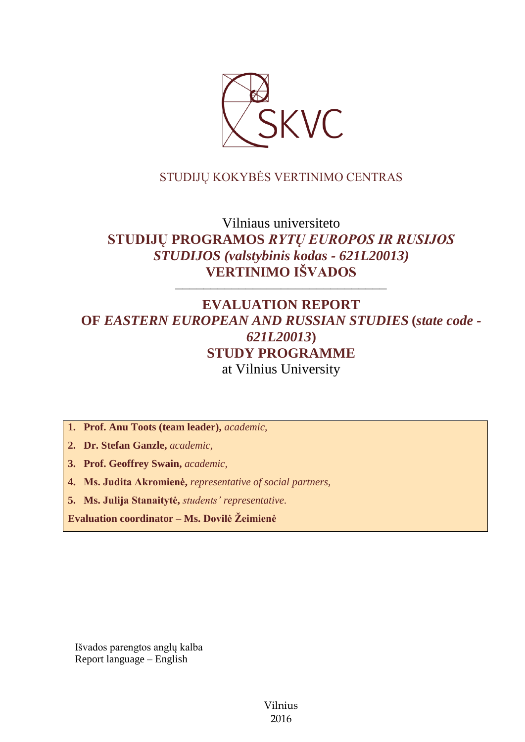SKVC

STUDIJŲ KOKYBĖS VERTINIMO CENTRAS

# Vilniaus universiteto
# STUDIJŲ PROGRAMOS *RYTŲ EUROPOS IR RUSIJOS STUDIJOS (valstybinis kodas - 621L20013)* VERTINIMO IŠVADOS

---

# EVALUATION REPORT OF *EASTERN EUROPEAN AND RUSSIAN STUDIES* (*state code - 621L20013*) STUDY PROGRAMME
at Vilnius University

1. **Prof. Anu Toots (team leader),** *academic,*
2. **Dr. Stefan Ganzle,** *academic,*
3. **Prof. Geoffrey Swain,** *academic,*
4. **Ms. Judita Akromienė,** *representative of social partners,*
5. **Ms. Julija Stanaitytė,** *students' representative.*

**Evaluation coordinator – Ms. Dovilė Žeimienė**

Išvados parengtos anglų kalba
Report language – English

Vilnius
2016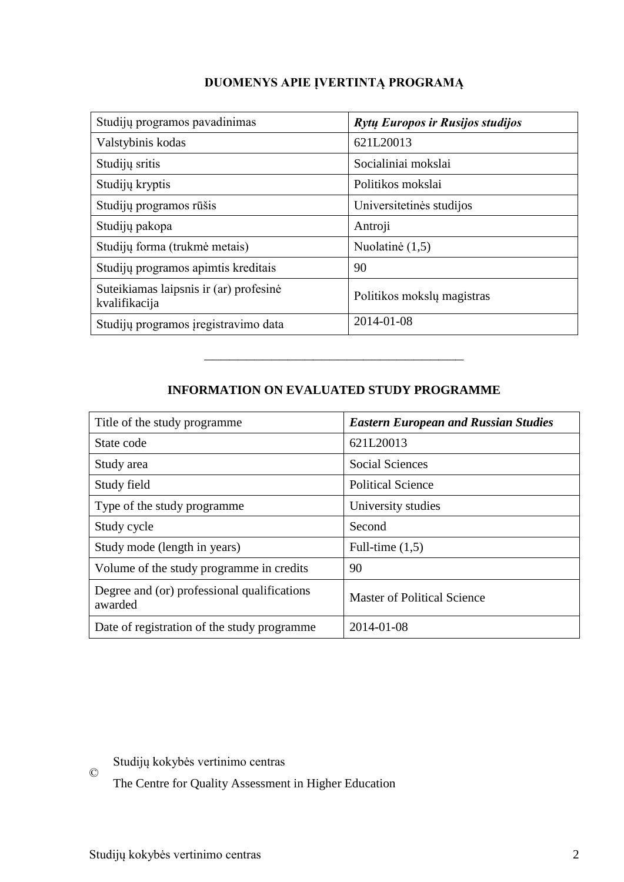## DUOMENYS APIE ĮVERTINTĄ PROGRAMĄ

| Studijų programos pavadinimas | ***Rytų Europos ir Rusijos studijos*** |
|---|---|
| Valstybinis kodas | 621L20013 |
| Studijų sritis | Socialiniai mokslai |
| Studijų kryptis | Politikos mokslai |
| Studijų programos rūšis | Universitetinės studijos |
| Studijų pakopa | Antroji |
| Studijų forma (trukmė metais) | Nuolatinė (1,5) |
| Studijų programos apimtis kreditais | 90 |
| Suteikiamas laipsnis ir (ar) profesinė kvalifikacija | Politikos mokslų magistras |
| Studijų programos įregistravimo data | 2014-01-08 |

---

## INFORMATION ON EVALUATED STUDY PROGRAMME

| Title of the study programme | ***Eastern European and Russian Studies*** |
|---|---|
| State code | 621L20013 |
| Study area | Social Sciences |
| Study field | Political Science |
| Type of the study programme | University studies |
| Study cycle | Second |
| Study mode (length in years) | Full-time (1,5) |
| Volume of the study programme in credits | 90 |
| Degree and (or) professional qualifications awarded | Master of Political Science |
| Date of registration of the study programme | 2014-01-08 |

© Studijų kokybės vertinimo centras
The Centre for Quality Assessment in Higher Education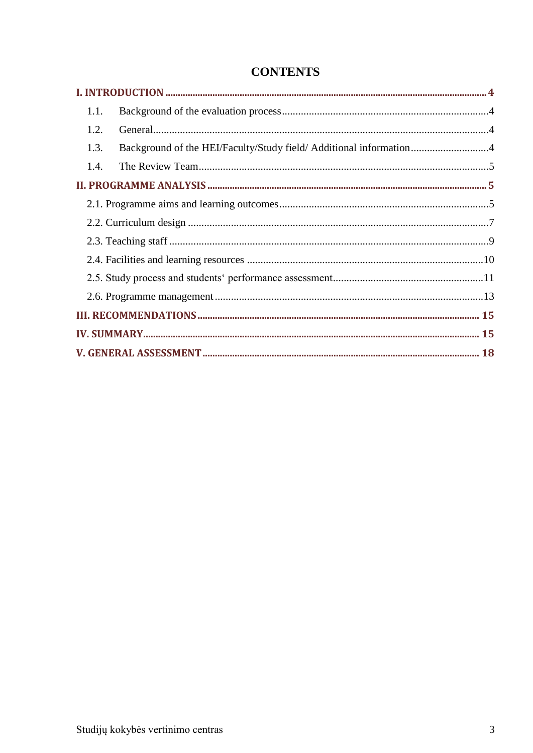# CONTENTS

**I. INTRODUCTION** .......... 4

1.1. Background of the evaluation process .......... 4

1.2. General .......... 4

1.3. Background of the HEI/Faculty/Study field/ Additional information .......... 4

1.4. The Review Team .......... 5

**II. PROGRAMME ANALYSIS** .......... 5

2.1. Programme aims and learning outcomes .......... 5

2.2. Curriculum design .......... 7

2.3. Teaching staff .......... 9

2.4. Facilities and learning resources .......... 10

2.5. Study process and students‘ performance assessment .......... 11

2.6. Programme management .......... 13

**III. RECOMMENDATIONS** .......... 15

**IV. SUMMARY** .......... 15

**V. GENERAL ASSESSMENT** .......... 18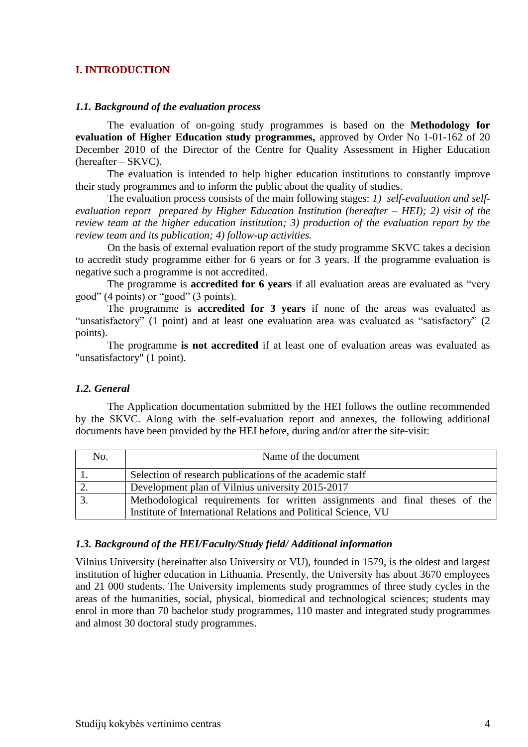## I. INTRODUCTION

### *1.1. Background of the evaluation process*

The evaluation of on-going study programmes is based on the **Methodology for evaluation of Higher Education study programmes,** approved by Order No 1-01-162 of 20 December 2010 of the Director of the Centre for Quality Assessment in Higher Education (hereafter – SKVC).

The evaluation is intended to help higher education institutions to constantly improve their study programmes and to inform the public about the quality of studies.

The evaluation process consists of the main following stages: *1) self-evaluation and self-evaluation report prepared by Higher Education Institution (hereafter – HEI); 2) visit of the review team at the higher education institution; 3) production of the evaluation report by the review team and its publication; 4) follow-up activities.*

On the basis of external evaluation report of the study programme SKVC takes a decision to accredit study programme either for 6 years or for 3 years. If the programme evaluation is negative such a programme is not accredited.

The programme is **accredited for 6 years** if all evaluation areas are evaluated as "very good" (4 points) or "good" (3 points).

The programme is **accredited for 3 years** if none of the areas was evaluated as "unsatisfactory" (1 point) and at least one evaluation area was evaluated as "satisfactory" (2 points).

The programme **is not accredited** if at least one of evaluation areas was evaluated as "unsatisfactory" (1 point).

### *1.2. General*

The Application documentation submitted by the HEI follows the outline recommended by the SKVC. Along with the self-evaluation report and annexes, the following additional documents have been provided by the HEI before, during and/or after the site-visit:

| No. | Name of the document |
|---|---|
| 1. | Selection of research publications of the academic staff |
| 2. | Development plan of Vilnius university 2015-2017 |
| 3. | Methodological requirements for written assignments and final theses of the Institute of International Relations and Political Science, VU |

### *1.3. Background of the HEI/Faculty/Study field/ Additional information*

Vilnius University (hereinafter also University or VU), founded in 1579, is the oldest and largest institution of higher education in Lithuania. Presently, the University has about 3670 employees and 21 000 students. The University implements study programmes of three study cycles in the areas of the humanities, social, physical, biomedical and technological sciences; students may enrol in more than 70 bachelor study programmes, 110 master and integrated study programmes and almost 30 doctoral study programmes.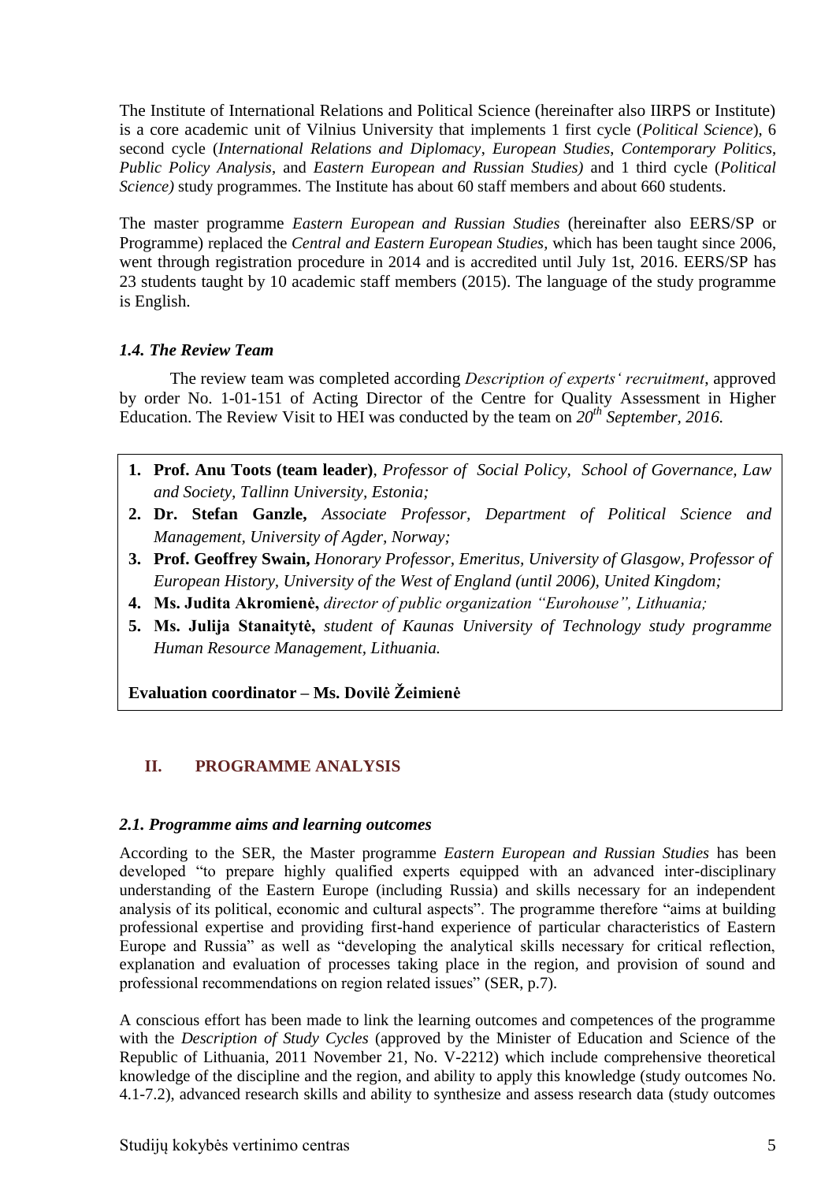The Institute of International Relations and Political Science (hereinafter also IIRPS or Institute) is a core academic unit of Vilnius University that implements 1 first cycle (*Political Science*), 6 second cycle (*International Relations and Diplomacy*, *European Studies*, *Contemporary Politics*, *Public Policy Analysis*, and *Eastern European and Russian Studies)* and 1 third cycle (*Political Science)* study programmes. The Institute has about 60 staff members and about 660 students.

The master programme *Eastern European and Russian Studies* (hereinafter also EERS/SP or Programme) replaced the *Central and Eastern European Studies*, which has been taught since 2006, went through registration procedure in 2014 and is accredited until July 1st, 2016. EERS/SP has 23 students taught by 10 academic staff members (2015). The language of the study programme is English.

### *1.4. The Review Team*

The review team was completed according *Description of experts' recruitment*, approved by order No. 1-01-151 of Acting Director of the Centre for Quality Assessment in Higher Education. The Review Visit to HEI was conducted by the team on *20th September, 2016.*

1. **Prof. Anu Toots (team leader)**, *Professor of Social Policy, School of Governance, Law and Society, Tallinn University, Estonia;*
2. **Dr. Stefan Ganzle,** *Associate Professor, Department of Political Science and Management, University of Agder, Norway;*
3. **Prof. Geoffrey Swain,** *Honorary Professor, Emeritus, University of Glasgow, Professor of European History, University of the West of England (until 2006), United Kingdom;*
4. **Ms. Judita Akromienė,** *director of public organization "Eurohouse", Lithuania;*
5. **Ms. Julija Stanaitytė,** *student of Kaunas University of Technology study programme Human Resource Management, Lithuania.*

**Evaluation coordinator – Ms. Dovilė Žeimienė**

## II. PROGRAMME ANALYSIS

### *2.1. Programme aims and learning outcomes*

According to the SER, the Master programme *Eastern European and Russian Studies* has been developed "to prepare highly qualified experts equipped with an advanced inter-disciplinary understanding of the Eastern Europe (including Russia) and skills necessary for an independent analysis of its political, economic and cultural aspects". The programme therefore "aims at building professional expertise and providing first-hand experience of particular characteristics of Eastern Europe and Russia" as well as "developing the analytical skills necessary for critical reflection, explanation and evaluation of processes taking place in the region, and provision of sound and professional recommendations on region related issues" (SER, p.7).

A conscious effort has been made to link the learning outcomes and competences of the programme with the *Description of Study Cycles* (approved by the Minister of Education and Science of the Republic of Lithuania, 2011 November 21, No. V-2212) which include comprehensive theoretical knowledge of the discipline and the region, and ability to apply this knowledge (study outcomes No. 4.1-7.2), advanced research skills and ability to synthesize and assess research data (study outcomes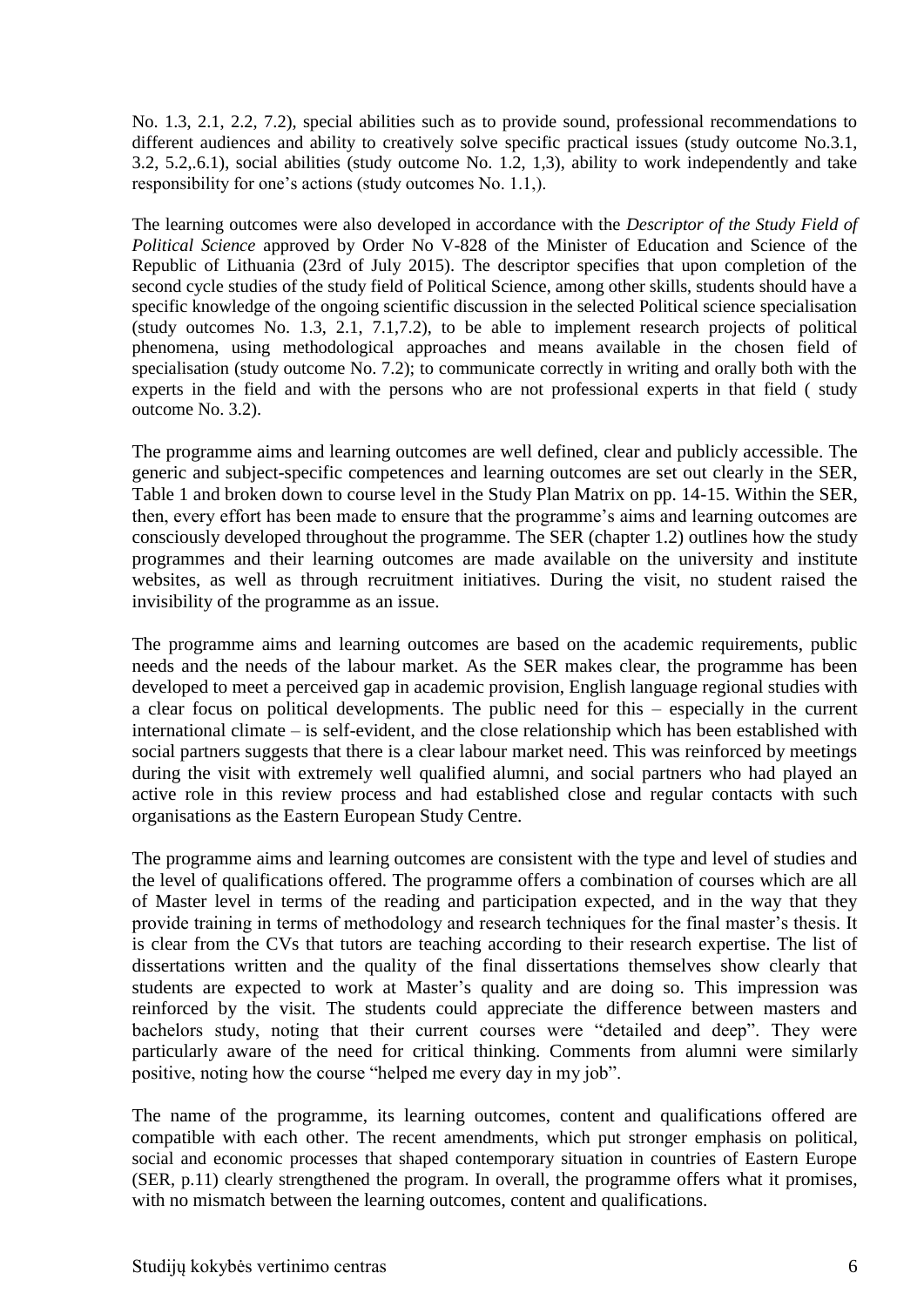No. 1.3, 2.1, 2.2, 7.2), special abilities such as to provide sound, professional recommendations to different audiences and ability to creatively solve specific practical issues (study outcome No.3.1, 3.2, 5.2,.6.1), social abilities (study outcome No. 1.2, 1,3), ability to work independently and take responsibility for one's actions (study outcomes No. 1.1,).

The learning outcomes were also developed in accordance with the *Descriptor of the Study Field of Political Science* approved by Order No V-828 of the Minister of Education and Science of the Republic of Lithuania (23rd of July 2015). The descriptor specifies that upon completion of the second cycle studies of the study field of Political Science, among other skills, students should have a specific knowledge of the ongoing scientific discussion in the selected Political science specialisation (study outcomes No. 1.3, 2.1, 7.1,7.2), to be able to implement research projects of political phenomena, using methodological approaches and means available in the chosen field of specialisation (study outcome No. 7.2); to communicate correctly in writing and orally both with the experts in the field and with the persons who are not professional experts in that field ( study outcome No. 3.2).

The programme aims and learning outcomes are well defined, clear and publicly accessible. The generic and subject-specific competences and learning outcomes are set out clearly in the SER, Table 1 and broken down to course level in the Study Plan Matrix on pp. 14-15. Within the SER, then, every effort has been made to ensure that the programme's aims and learning outcomes are consciously developed throughout the programme. The SER (chapter 1.2) outlines how the study programmes and their learning outcomes are made available on the university and institute websites, as well as through recruitment initiatives. During the visit, no student raised the invisibility of the programme as an issue.

The programme aims and learning outcomes are based on the academic requirements, public needs and the needs of the labour market. As the SER makes clear, the programme has been developed to meet a perceived gap in academic provision, English language regional studies with a clear focus on political developments. The public need for this – especially in the current international climate – is self-evident, and the close relationship which has been established with social partners suggests that there is a clear labour market need. This was reinforced by meetings during the visit with extremely well qualified alumni, and social partners who had played an active role in this review process and had established close and regular contacts with such organisations as the Eastern European Study Centre.

The programme aims and learning outcomes are consistent with the type and level of studies and the level of qualifications offered. The programme offers a combination of courses which are all of Master level in terms of the reading and participation expected, and in the way that they provide training in terms of methodology and research techniques for the final master's thesis. It is clear from the CVs that tutors are teaching according to their research expertise. The list of dissertations written and the quality of the final dissertations themselves show clearly that students are expected to work at Master's quality and are doing so. This impression was reinforced by the visit. The students could appreciate the difference between masters and bachelors study, noting that their current courses were "detailed and deep". They were particularly aware of the need for critical thinking. Comments from alumni were similarly positive, noting how the course "helped me every day in my job".

The name of the programme, its learning outcomes, content and qualifications offered are compatible with each other. The recent amendments, which put stronger emphasis on political, social and economic processes that shaped contemporary situation in countries of Eastern Europe (SER, p.11) clearly strengthened the program. In overall, the programme offers what it promises, with no mismatch between the learning outcomes, content and qualifications.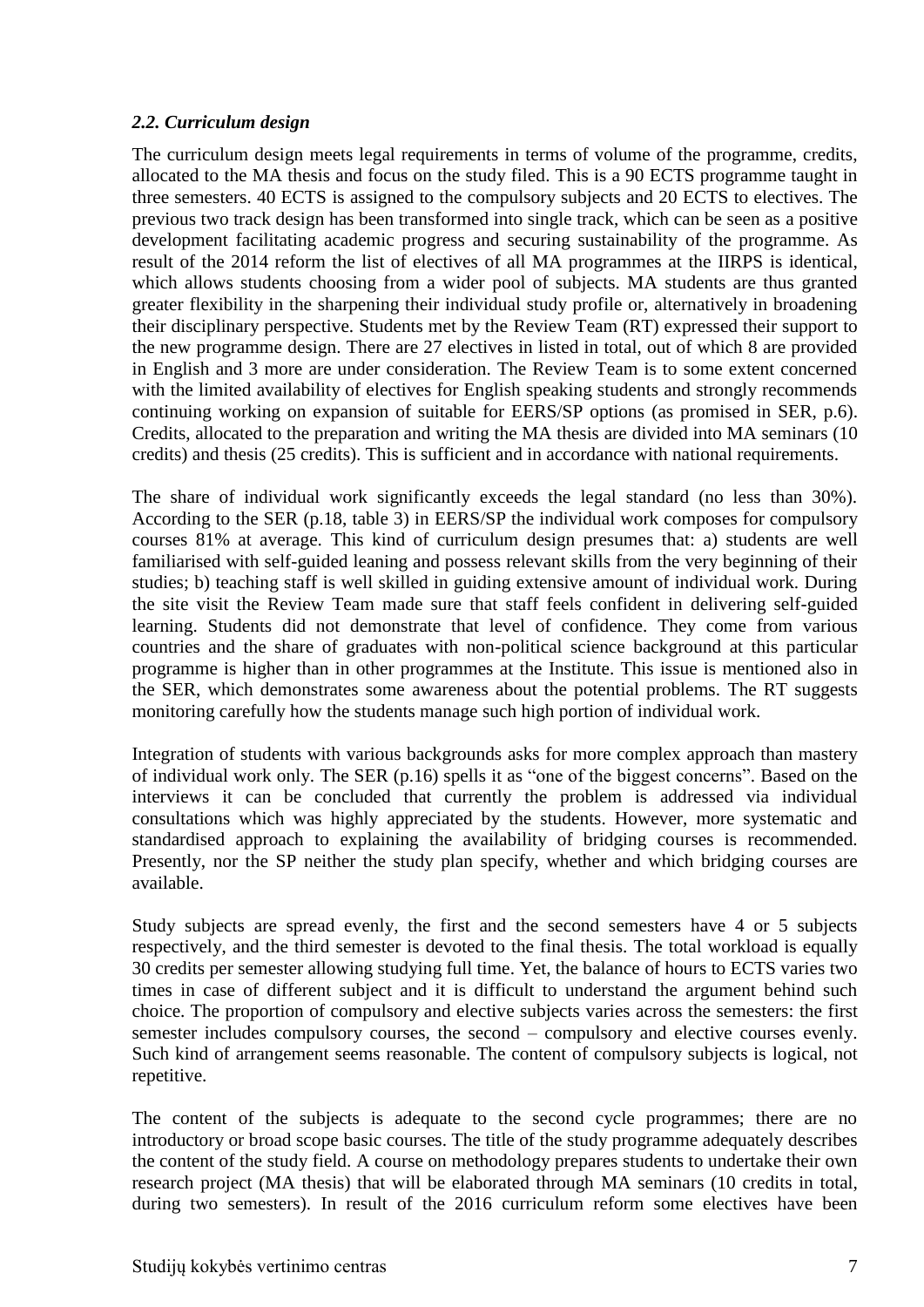### *2.2. Curriculum design*

The curriculum design meets legal requirements in terms of volume of the programme, credits, allocated to the MA thesis and focus on the study filed. This is a 90 ECTS programme taught in three semesters. 40 ECTS is assigned to the compulsory subjects and 20 ECTS to electives. The previous two track design has been transformed into single track, which can be seen as a positive development facilitating academic progress and securing sustainability of the programme. As result of the 2014 reform the list of electives of all MA programmes at the IIRPS is identical, which allows students choosing from a wider pool of subjects. MA students are thus granted greater flexibility in the sharpening their individual study profile or, alternatively in broadening their disciplinary perspective. Students met by the Review Team (RT) expressed their support to the new programme design. There are 27 electives in listed in total, out of which 8 are provided in English and 3 more are under consideration. The Review Team is to some extent concerned with the limited availability of electives for English speaking students and strongly recommends continuing working on expansion of suitable for EERS/SP options (as promised in SER, p.6). Credits, allocated to the preparation and writing the MA thesis are divided into MA seminars (10 credits) and thesis (25 credits). This is sufficient and in accordance with national requirements.

The share of individual work significantly exceeds the legal standard (no less than 30%). According to the SER (p.18, table 3) in EERS/SP the individual work composes for compulsory courses 81% at average. This kind of curriculum design presumes that: a) students are well familiarised with self-guided leaning and possess relevant skills from the very beginning of their studies; b) teaching staff is well skilled in guiding extensive amount of individual work. During the site visit the Review Team made sure that staff feels confident in delivering self-guided learning. Students did not demonstrate that level of confidence. They come from various countries and the share of graduates with non-political science background at this particular programme is higher than in other programmes at the Institute. This issue is mentioned also in the SER, which demonstrates some awareness about the potential problems. The RT suggests monitoring carefully how the students manage such high portion of individual work.

Integration of students with various backgrounds asks for more complex approach than mastery of individual work only. The SER (p.16) spells it as "one of the biggest concerns". Based on the interviews it can be concluded that currently the problem is addressed via individual consultations which was highly appreciated by the students. However, more systematic and standardised approach to explaining the availability of bridging courses is recommended. Presently, nor the SP neither the study plan specify, whether and which bridging courses are available.

Study subjects are spread evenly, the first and the second semesters have 4 or 5 subjects respectively, and the third semester is devoted to the final thesis. The total workload is equally 30 credits per semester allowing studying full time. Yet, the balance of hours to ECTS varies two times in case of different subject and it is difficult to understand the argument behind such choice. The proportion of compulsory and elective subjects varies across the semesters: the first semester includes compulsory courses, the second – compulsory and elective courses evenly. Such kind of arrangement seems reasonable. The content of compulsory subjects is logical, not repetitive.

The content of the subjects is adequate to the second cycle programmes; there are no introductory or broad scope basic courses. The title of the study programme adequately describes the content of the study field. A course on methodology prepares students to undertake their own research project (MA thesis) that will be elaborated through MA seminars (10 credits in total, during two semesters). In result of the 2016 curriculum reform some electives have been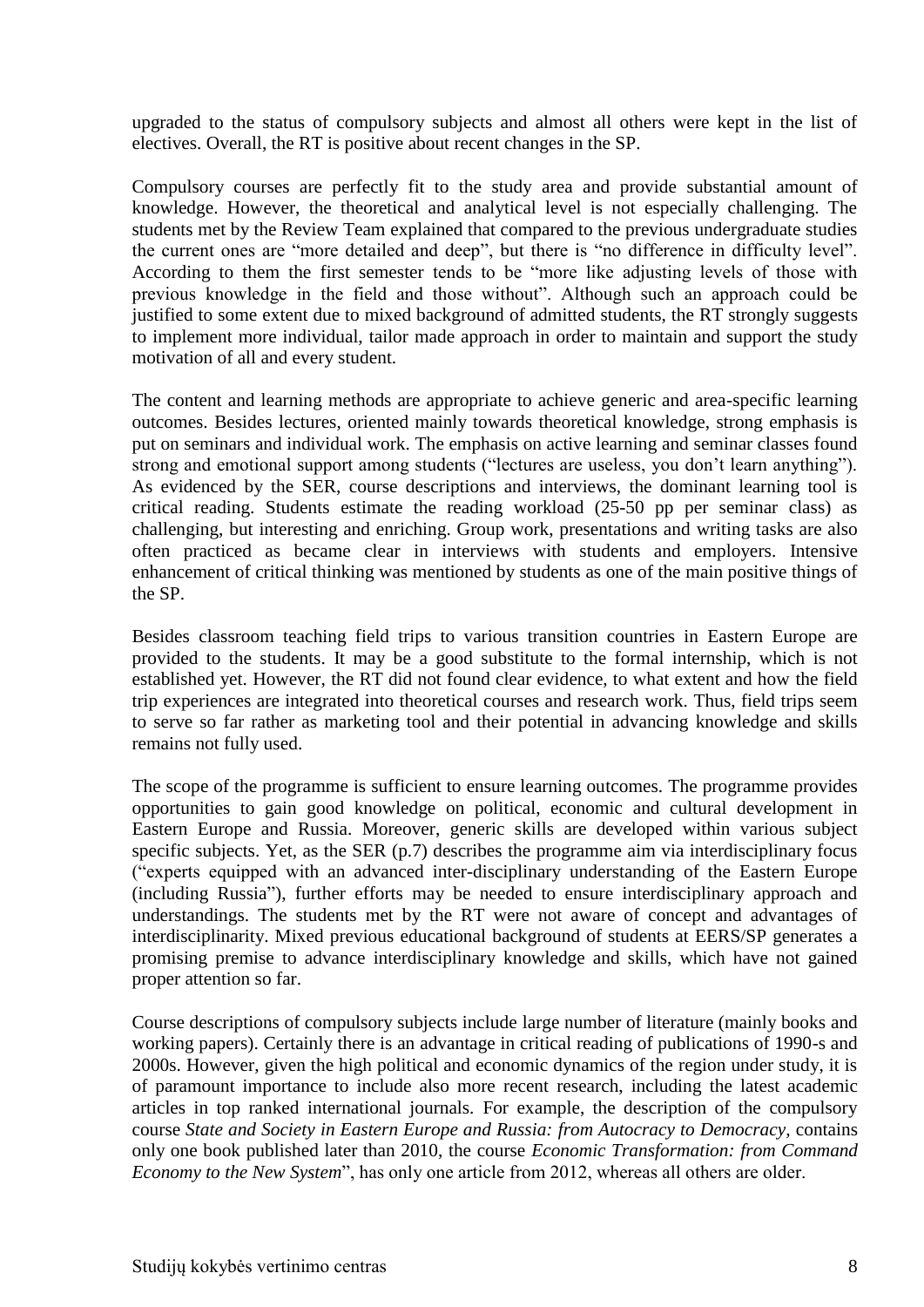upgraded to the status of compulsory subjects and almost all others were kept in the list of electives. Overall, the RT is positive about recent changes in the SP.

Compulsory courses are perfectly fit to the study area and provide substantial amount of knowledge. However, the theoretical and analytical level is not especially challenging. The students met by the Review Team explained that compared to the previous undergraduate studies the current ones are "more detailed and deep", but there is "no difference in difficulty level". According to them the first semester tends to be "more like adjusting levels of those with previous knowledge in the field and those without". Although such an approach could be justified to some extent due to mixed background of admitted students, the RT strongly suggests to implement more individual, tailor made approach in order to maintain and support the study motivation of all and every student.

The content and learning methods are appropriate to achieve generic and area-specific learning outcomes. Besides lectures, oriented mainly towards theoretical knowledge, strong emphasis is put on seminars and individual work. The emphasis on active learning and seminar classes found strong and emotional support among students ("lectures are useless, you don't learn anything"). As evidenced by the SER, course descriptions and interviews, the dominant learning tool is critical reading. Students estimate the reading workload (25-50 pp per seminar class) as challenging, but interesting and enriching. Group work, presentations and writing tasks are also often practiced as became clear in interviews with students and employers. Intensive enhancement of critical thinking was mentioned by students as one of the main positive things of the SP.

Besides classroom teaching field trips to various transition countries in Eastern Europe are provided to the students. It may be a good substitute to the formal internship, which is not established yet. However, the RT did not found clear evidence, to what extent and how the field trip experiences are integrated into theoretical courses and research work. Thus, field trips seem to serve so far rather as marketing tool and their potential in advancing knowledge and skills remains not fully used.

The scope of the programme is sufficient to ensure learning outcomes. The programme provides opportunities to gain good knowledge on political, economic and cultural development in Eastern Europe and Russia. Moreover, generic skills are developed within various subject specific subjects. Yet, as the SER (p.7) describes the programme aim via interdisciplinary focus ("experts equipped with an advanced inter-disciplinary understanding of the Eastern Europe (including Russia"), further efforts may be needed to ensure interdisciplinary approach and understandings. The students met by the RT were not aware of concept and advantages of interdisciplinarity. Mixed previous educational background of students at EERS/SP generates a promising premise to advance interdisciplinary knowledge and skills, which have not gained proper attention so far.

Course descriptions of compulsory subjects include large number of literature (mainly books and working papers). Certainly there is an advantage in critical reading of publications of 1990-s and 2000s. However, given the high political and economic dynamics of the region under study, it is of paramount importance to include also more recent research, including the latest academic articles in top ranked international journals. For example, the description of the compulsory course *State and Society in Eastern Europe and Russia: from Autocracy to Democracy*, contains only one book published later than 2010, the course *Economic Transformation: from Command Economy to the New System*", has only one article from 2012, whereas all others are older.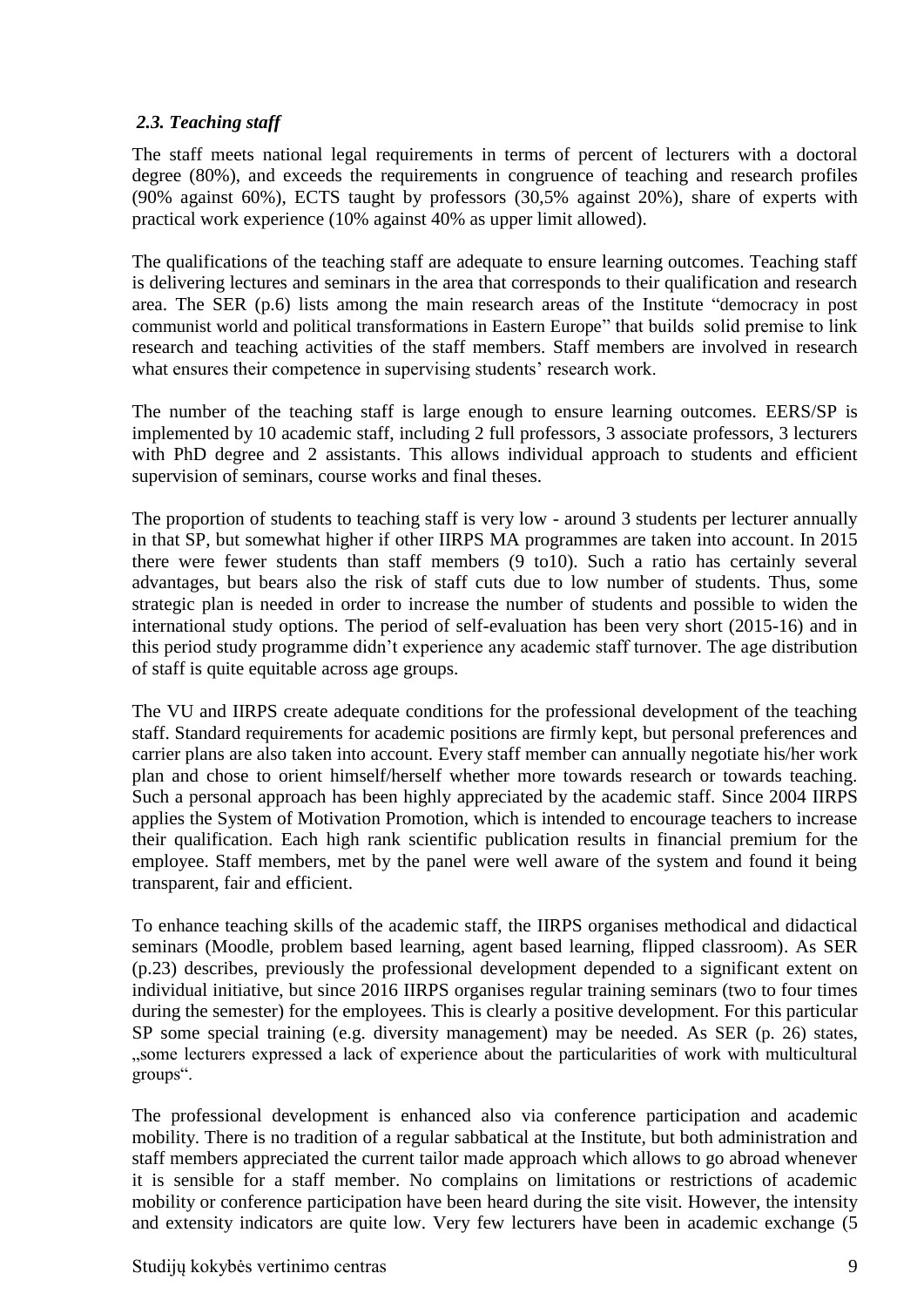### *2.3. Teaching staff*

The staff meets national legal requirements in terms of percent of lecturers with a doctoral degree (80%), and exceeds the requirements in congruence of teaching and research profiles (90% against 60%), ECTS taught by professors (30,5% against 20%), share of experts with practical work experience (10% against 40% as upper limit allowed).

The qualifications of the teaching staff are adequate to ensure learning outcomes. Teaching staff is delivering lectures and seminars in the area that corresponds to their qualification and research area. The SER (p.6) lists among the main research areas of the Institute "democracy in post communist world and political transformations in Eastern Europe" that builds solid premise to link research and teaching activities of the staff members. Staff members are involved in research what ensures their competence in supervising students' research work.

The number of the teaching staff is large enough to ensure learning outcomes. EERS/SP is implemented by 10 academic staff, including 2 full professors, 3 associate professors, 3 lecturers with PhD degree and 2 assistants. This allows individual approach to students and efficient supervision of seminars, course works and final theses.

The proportion of students to teaching staff is very low - around 3 students per lecturer annually in that SP, but somewhat higher if other IIRPS MA programmes are taken into account. In 2015 there were fewer students than staff members (9 to10). Such a ratio has certainly several advantages, but bears also the risk of staff cuts due to low number of students. Thus, some strategic plan is needed in order to increase the number of students and possible to widen the international study options. The period of self-evaluation has been very short (2015-16) and in this period study programme didn't experience any academic staff turnover. The age distribution of staff is quite equitable across age groups.

The VU and IIRPS create adequate conditions for the professional development of the teaching staff. Standard requirements for academic positions are firmly kept, but personal preferences and carrier plans are also taken into account. Every staff member can annually negotiate his/her work plan and chose to orient himself/herself whether more towards research or towards teaching. Such a personal approach has been highly appreciated by the academic staff. Since 2004 IIRPS applies the System of Motivation Promotion, which is intended to encourage teachers to increase their qualification. Each high rank scientific publication results in financial premium for the employee. Staff members, met by the panel were well aware of the system and found it being transparent, fair and efficient.

To enhance teaching skills of the academic staff, the IIRPS organises methodical and didactical seminars (Moodle, problem based learning, agent based learning, flipped classroom). As SER (p.23) describes, previously the professional development depended to a significant extent on individual initiative, but since 2016 IIRPS organises regular training seminars (two to four times during the semester) for the employees. This is clearly a positive development. For this particular SP some special training (e.g. diversity management) may be needed. As SER (p. 26) states, „some lecturers expressed a lack of experience about the particularities of work with multicultural groups".

The professional development is enhanced also via conference participation and academic mobility. There is no tradition of a regular sabbatical at the Institute, but both administration and staff members appreciated the current tailor made approach which allows to go abroad whenever it is sensible for a staff member. No complains on limitations or restrictions of academic mobility or conference participation have been heard during the site visit. However, the intensity and extensity indicators are quite low. Very few lecturers have been in academic exchange (5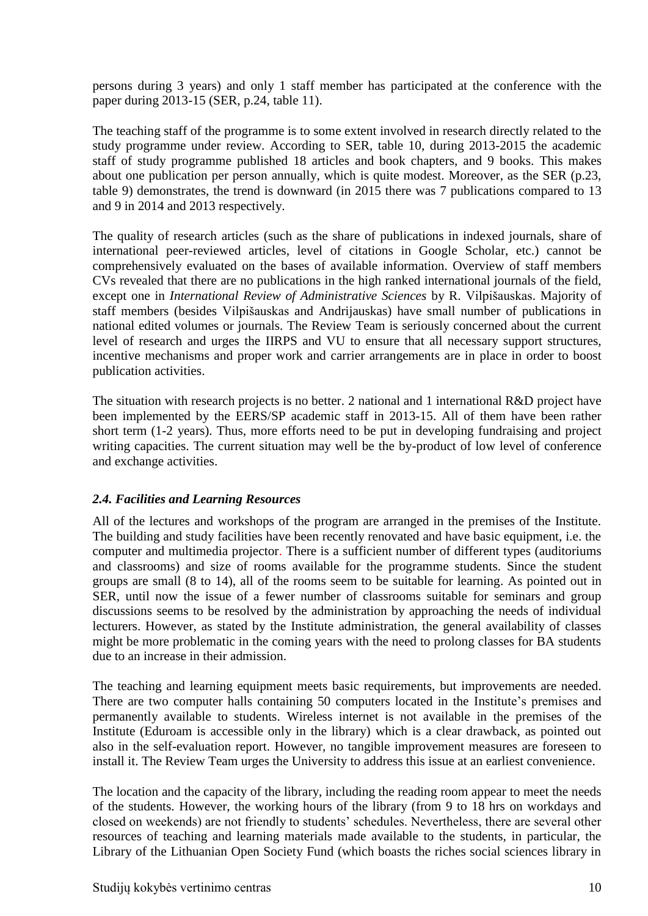persons during 3 years) and only 1 staff member has participated at the conference with the paper during 2013-15 (SER, p.24, table 11).

The teaching staff of the programme is to some extent involved in research directly related to the study programme under review. According to SER, table 10, during 2013-2015 the academic staff of study programme published 18 articles and book chapters, and 9 books. This makes about one publication per person annually, which is quite modest. Moreover, as the SER (p.23, table 9) demonstrates, the trend is downward (in 2015 there was 7 publications compared to 13 and 9 in 2014 and 2013 respectively.

The quality of research articles (such as the share of publications in indexed journals, share of international peer-reviewed articles, level of citations in Google Scholar, etc.) cannot be comprehensively evaluated on the bases of available information. Overview of staff members CVs revealed that there are no publications in the high ranked international journals of the field, except one in *International Review of Administrative Sciences* by R. Vilpišauskas. Majority of staff members (besides Vilpišauskas and Andrijauskas) have small number of publications in national edited volumes or journals. The Review Team is seriously concerned about the current level of research and urges the IIRPS and VU to ensure that all necessary support structures, incentive mechanisms and proper work and carrier arrangements are in place in order to boost publication activities.

The situation with research projects is no better. 2 national and 1 international R&D project have been implemented by the EERS/SP academic staff in 2013-15. All of them have been rather short term (1-2 years). Thus, more efforts need to be put in developing fundraising and project writing capacities. The current situation may well be the by-product of low level of conference and exchange activities.

### *2.4. Facilities and Learning Resources*

All of the lectures and workshops of the program are arranged in the premises of the Institute. The building and study facilities have been recently renovated and have basic equipment, i.e. the computer and multimedia projector. There is a sufficient number of different types (auditoriums and classrooms) and size of rooms available for the programme students. Since the student groups are small (8 to 14), all of the rooms seem to be suitable for learning. As pointed out in SER, until now the issue of a fewer number of classrooms suitable for seminars and group discussions seems to be resolved by the administration by approaching the needs of individual lecturers. However, as stated by the Institute administration, the general availability of classes might be more problematic in the coming years with the need to prolong classes for BA students due to an increase in their admission.

The teaching and learning equipment meets basic requirements, but improvements are needed. There are two computer halls containing 50 computers located in the Institute's premises and permanently available to students. Wireless internet is not available in the premises of the Institute (Eduroam is accessible only in the library) which is a clear drawback, as pointed out also in the self-evaluation report. However, no tangible improvement measures are foreseen to install it. The Review Team urges the University to address this issue at an earliest convenience.

The location and the capacity of the library, including the reading room appear to meet the needs of the students. However, the working hours of the library (from 9 to 18 hrs on workdays and closed on weekends) are not friendly to students' schedules. Nevertheless, there are several other resources of teaching and learning materials made available to the students, in particular, the Library of the Lithuanian Open Society Fund (which boasts the riches social sciences library in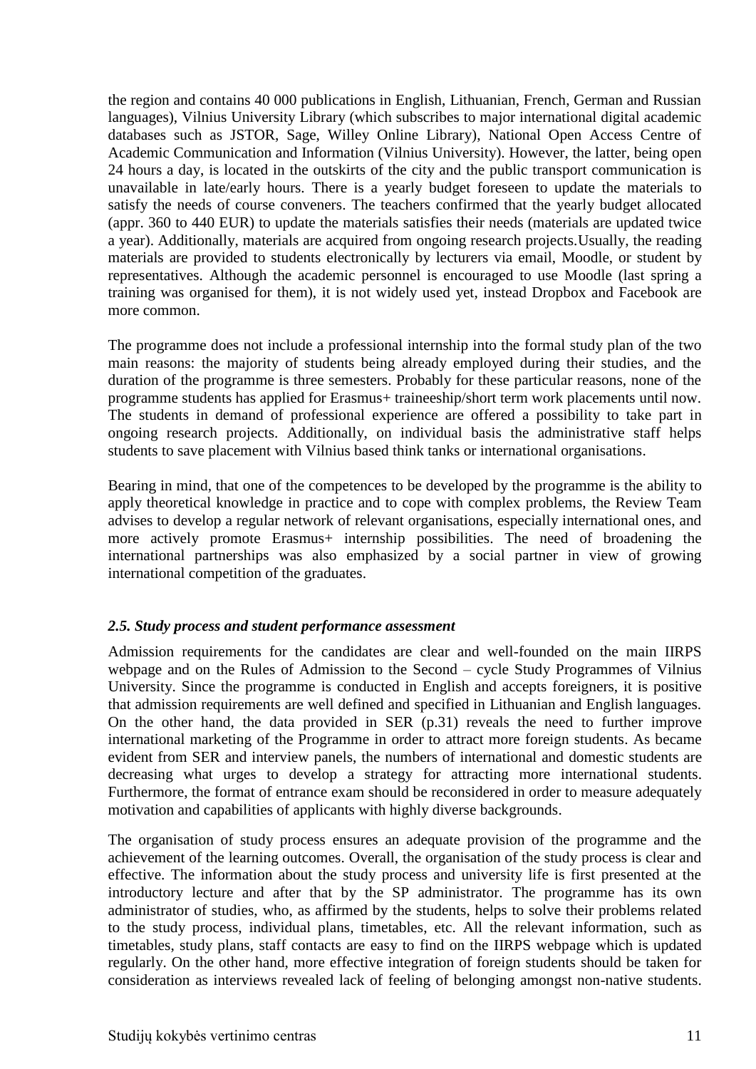the region and contains 40 000 publications in English, Lithuanian, French, German and Russian languages), Vilnius University Library (which subscribes to major international digital academic databases such as JSTOR, Sage, Willey Online Library), National Open Access Centre of Academic Communication and Information (Vilnius University). However, the latter, being open 24 hours a day, is located in the outskirts of the city and the public transport communication is unavailable in late/early hours. There is a yearly budget foreseen to update the materials to satisfy the needs of course conveners. The teachers confirmed that the yearly budget allocated (appr. 360 to 440 EUR) to update the materials satisfies their needs (materials are updated twice a year). Additionally, materials are acquired from ongoing research projects.Usually, the reading materials are provided to students electronically by lecturers via email, Moodle, or student by representatives. Although the academic personnel is encouraged to use Moodle (last spring a training was organised for them), it is not widely used yet, instead Dropbox and Facebook are more common.

The programme does not include a professional internship into the formal study plan of the two main reasons: the majority of students being already employed during their studies, and the duration of the programme is three semesters. Probably for these particular reasons, none of the programme students has applied for Erasmus+ traineeship/short term work placements until now. The students in demand of professional experience are offered a possibility to take part in ongoing research projects. Additionally, on individual basis the administrative staff helps students to save placement with Vilnius based think tanks or international organisations.

Bearing in mind, that one of the competences to be developed by the programme is the ability to apply theoretical knowledge in practice and to cope with complex problems, the Review Team advises to develop a regular network of relevant organisations, especially international ones, and more actively promote Erasmus+ internship possibilities. The need of broadening the international partnerships was also emphasized by a social partner in view of growing international competition of the graduates.

### *2.5. Study process and student performance assessment*

Admission requirements for the candidates are clear and well-founded on the main IIRPS webpage and on the Rules of Admission to the Second – cycle Study Programmes of Vilnius University. Since the programme is conducted in English and accepts foreigners, it is positive that admission requirements are well defined and specified in Lithuanian and English languages. On the other hand, the data provided in SER (p.31) reveals the need to further improve international marketing of the Programme in order to attract more foreign students. As became evident from SER and interview panels, the numbers of international and domestic students are decreasing what urges to develop a strategy for attracting more international students. Furthermore, the format of entrance exam should be reconsidered in order to measure adequately motivation and capabilities of applicants with highly diverse backgrounds.

The organisation of study process ensures an adequate provision of the programme and the achievement of the learning outcomes. Overall, the organisation of the study process is clear and effective. The information about the study process and university life is first presented at the introductory lecture and after that by the SP administrator. The programme has its own administrator of studies, who, as affirmed by the students, helps to solve their problems related to the study process, individual plans, timetables, etc. All the relevant information, such as timetables, study plans, staff contacts are easy to find on the IIRPS webpage which is updated regularly. On the other hand, more effective integration of foreign students should be taken for consideration as interviews revealed lack of feeling of belonging amongst non-native students.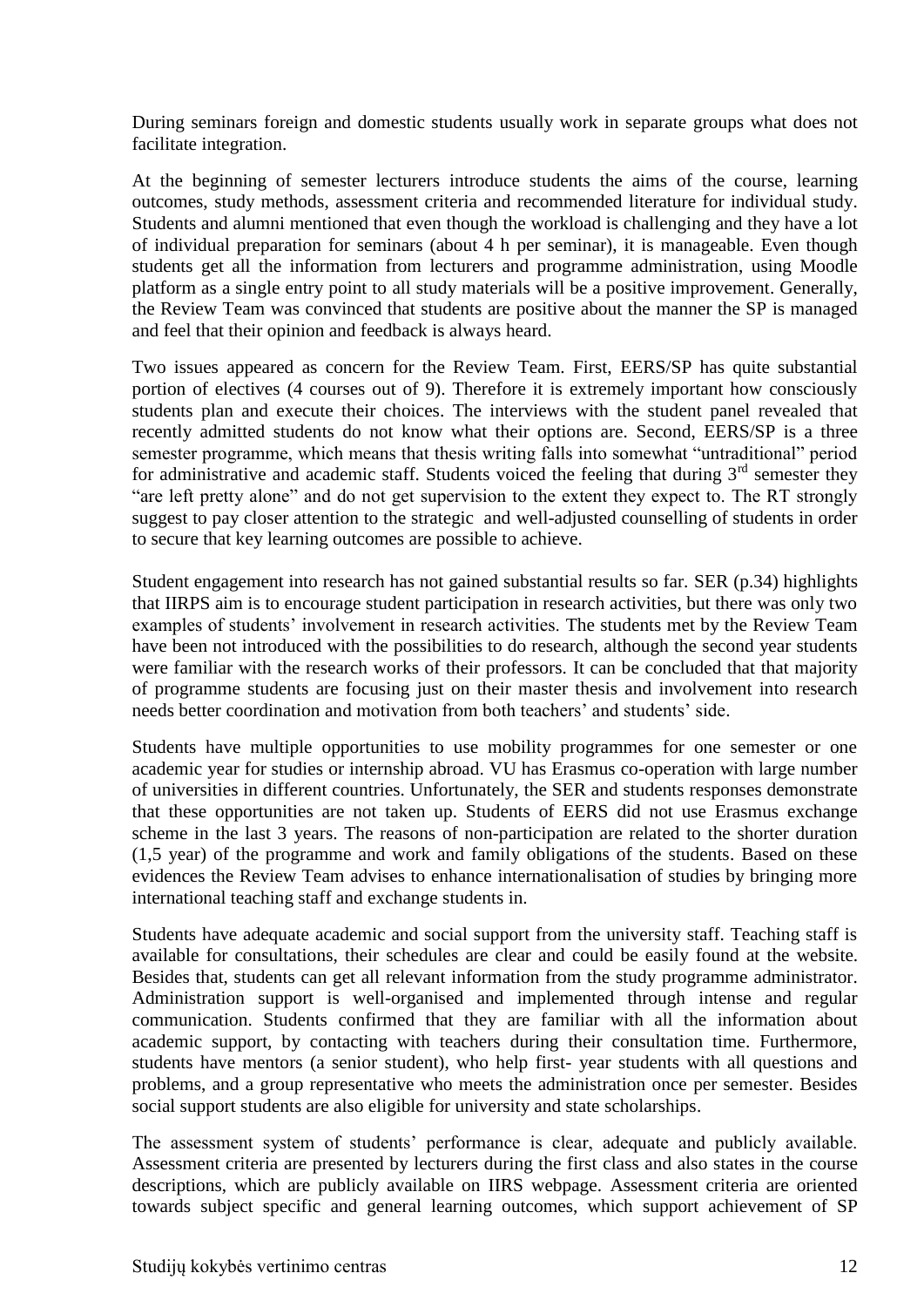During seminars foreign and domestic students usually work in separate groups what does not facilitate integration.

At the beginning of semester lecturers introduce students the aims of the course, learning outcomes, study methods, assessment criteria and recommended literature for individual study. Students and alumni mentioned that even though the workload is challenging and they have a lot of individual preparation for seminars (about 4 h per seminar), it is manageable. Even though students get all the information from lecturers and programme administration, using Moodle platform as a single entry point to all study materials will be a positive improvement. Generally, the Review Team was convinced that students are positive about the manner the SP is managed and feel that their opinion and feedback is always heard.

Two issues appeared as concern for the Review Team. First, EERS/SP has quite substantial portion of electives (4 courses out of 9). Therefore it is extremely important how consciously students plan and execute their choices. The interviews with the student panel revealed that recently admitted students do not know what their options are. Second, EERS/SP is a three semester programme, which means that thesis writing falls into somewhat "untraditional" period for administrative and academic staff. Students voiced the feeling that during 3rd semester they "are left pretty alone" and do not get supervision to the extent they expect to. The RT strongly suggest to pay closer attention to the strategic and well-adjusted counselling of students in order to secure that key learning outcomes are possible to achieve.

Student engagement into research has not gained substantial results so far. SER (p.34) highlights that IIRPS aim is to encourage student participation in research activities, but there was only two examples of students' involvement in research activities. The students met by the Review Team have been not introduced with the possibilities to do research, although the second year students were familiar with the research works of their professors. It can be concluded that that majority of programme students are focusing just on their master thesis and involvement into research needs better coordination and motivation from both teachers' and students' side.

Students have multiple opportunities to use mobility programmes for one semester or one academic year for studies or internship abroad. VU has Erasmus co-operation with large number of universities in different countries. Unfortunately, the SER and students responses demonstrate that these opportunities are not taken up. Students of EERS did not use Erasmus exchange scheme in the last 3 years. The reasons of non-participation are related to the shorter duration (1,5 year) of the programme and work and family obligations of the students. Based on these evidences the Review Team advises to enhance internationalisation of studies by bringing more international teaching staff and exchange students in.

Students have adequate academic and social support from the university staff. Teaching staff is available for consultations, their schedules are clear and could be easily found at the website. Besides that, students can get all relevant information from the study programme administrator. Administration support is well-organised and implemented through intense and regular communication. Students confirmed that they are familiar with all the information about academic support, by contacting with teachers during their consultation time. Furthermore, students have mentors (a senior student), who help first- year students with all questions and problems, and a group representative who meets the administration once per semester. Besides social support students are also eligible for university and state scholarships.

The assessment system of students' performance is clear, adequate and publicly available. Assessment criteria are presented by lecturers during the first class and also states in the course descriptions, which are publicly available on IIRS webpage. Assessment criteria are oriented towards subject specific and general learning outcomes, which support achievement of SP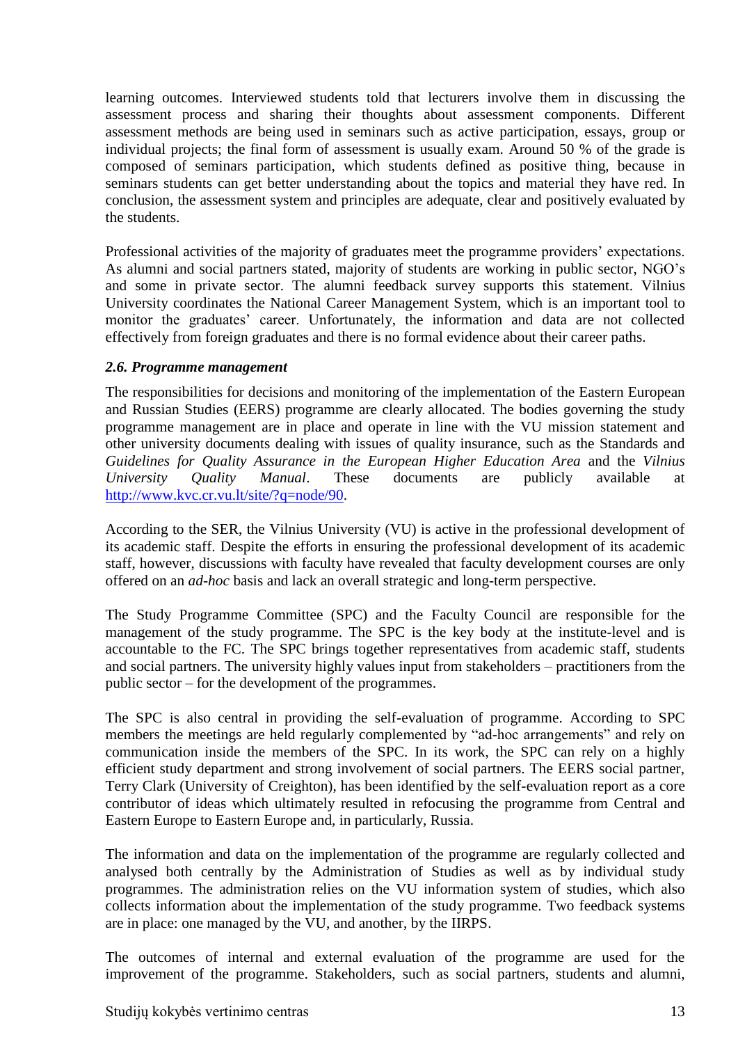learning outcomes. Interviewed students told that lecturers involve them in discussing the assessment process and sharing their thoughts about assessment components. Different assessment methods are being used in seminars such as active participation, essays, group or individual projects; the final form of assessment is usually exam. Around 50 % of the grade is composed of seminars participation, which students defined as positive thing, because in seminars students can get better understanding about the topics and material they have red. In conclusion, the assessment system and principles are adequate, clear and positively evaluated by the students.

Professional activities of the majority of graduates meet the programme providers' expectations. As alumni and social partners stated, majority of students are working in public sector, NGO's and some in private sector. The alumni feedback survey supports this statement. Vilnius University coordinates the National Career Management System, which is an important tool to monitor the graduates' career. Unfortunately, the information and data are not collected effectively from foreign graduates and there is no formal evidence about their career paths.

### *2.6. Programme management*

The responsibilities for decisions and monitoring of the implementation of the Eastern European and Russian Studies (EERS) programme are clearly allocated. The bodies governing the study programme management are in place and operate in line with the VU mission statement and other university documents dealing with issues of quality insurance, such as the Standards and *Guidelines for Quality Assurance in the European Higher Education Area* and the *Vilnius University Quality Manual*. These documents are publicly available at http://www.kvc.cr.vu.lt/site/?q=node/90.

According to the SER, the Vilnius University (VU) is active in the professional development of its academic staff. Despite the efforts in ensuring the professional development of its academic staff, however, discussions with faculty have revealed that faculty development courses are only offered on an *ad-hoc* basis and lack an overall strategic and long-term perspective.

The Study Programme Committee (SPC) and the Faculty Council are responsible for the management of the study programme. The SPC is the key body at the institute-level and is accountable to the FC. The SPC brings together representatives from academic staff, students and social partners. The university highly values input from stakeholders – practitioners from the public sector – for the development of the programmes.

The SPC is also central in providing the self-evaluation of programme. According to SPC members the meetings are held regularly complemented by "ad-hoc arrangements" and rely on communication inside the members of the SPC. In its work, the SPC can rely on a highly efficient study department and strong involvement of social partners. The EERS social partner, Terry Clark (University of Creighton), has been identified by the self-evaluation report as a core contributor of ideas which ultimately resulted in refocusing the programme from Central and Eastern Europe to Eastern Europe and, in particularly, Russia.

The information and data on the implementation of the programme are regularly collected and analysed both centrally by the Administration of Studies as well as by individual study programmes. The administration relies on the VU information system of studies, which also collects information about the implementation of the study programme. Two feedback systems are in place: one managed by the VU, and another, by the IIRPS.

The outcomes of internal and external evaluation of the programme are used for the improvement of the programme. Stakeholders, such as social partners, students and alumni,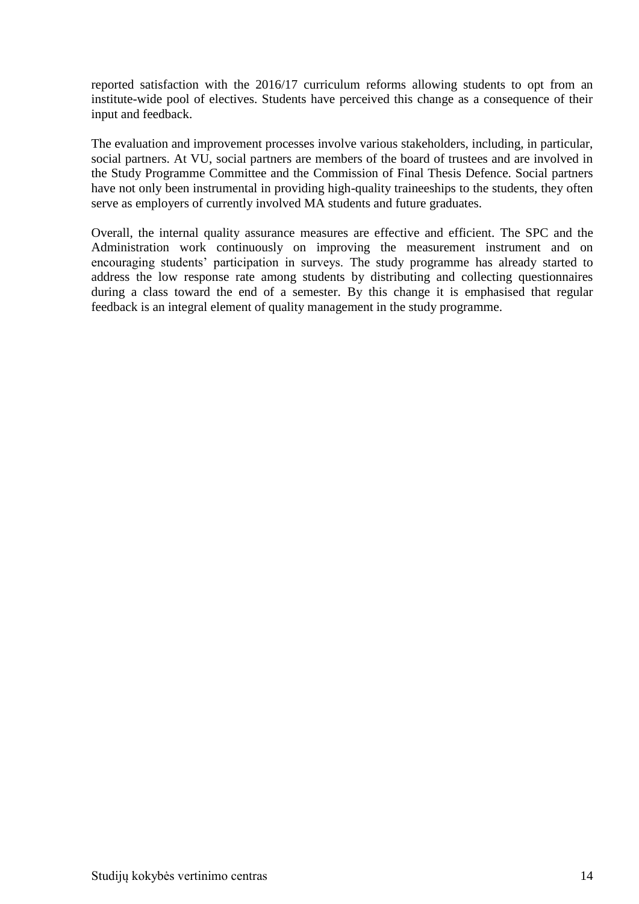reported satisfaction with the 2016/17 curriculum reforms allowing students to opt from an institute-wide pool of electives. Students have perceived this change as a consequence of their input and feedback.

The evaluation and improvement processes involve various stakeholders, including, in particular, social partners. At VU, social partners are members of the board of trustees and are involved in the Study Programme Committee and the Commission of Final Thesis Defence. Social partners have not only been instrumental in providing high-quality traineeships to the students, they often serve as employers of currently involved MA students and future graduates.

Overall, the internal quality assurance measures are effective and efficient. The SPC and the Administration work continuously on improving the measurement instrument and on encouraging students' participation in surveys. The study programme has already started to address the low response rate among students by distributing and collecting questionnaires during a class toward the end of a semester. By this change it is emphasised that regular feedback is an integral element of quality management in the study programme.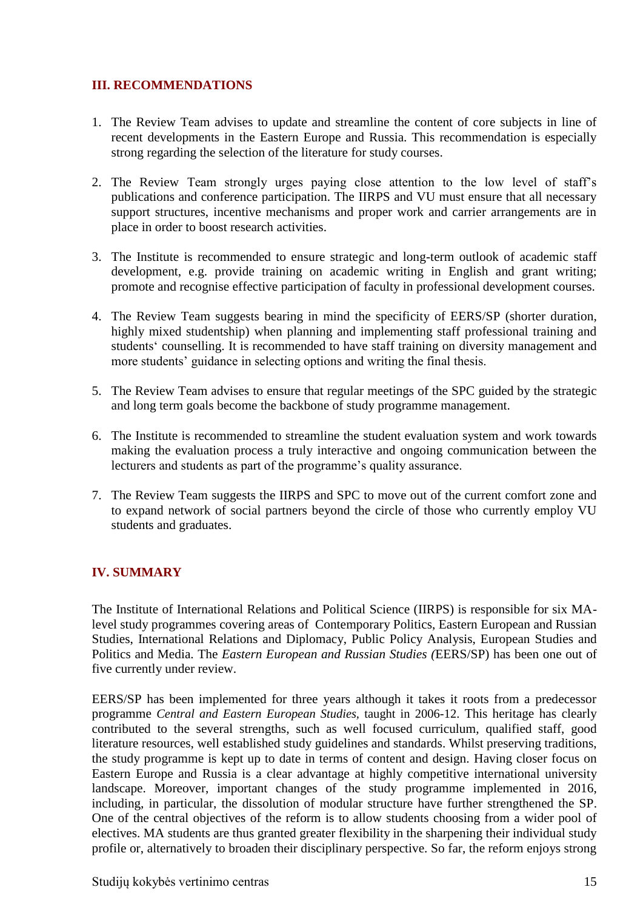## III. RECOMMENDATIONS

1. The Review Team advises to update and streamline the content of core subjects in line of recent developments in the Eastern Europe and Russia. This recommendation is especially strong regarding the selection of the literature for study courses.

2. The Review Team strongly urges paying close attention to the low level of staff's publications and conference participation. The IIRPS and VU must ensure that all necessary support structures, incentive mechanisms and proper work and carrier arrangements are in place in order to boost research activities.

3. The Institute is recommended to ensure strategic and long-term outlook of academic staff development, e.g. provide training on academic writing in English and grant writing; promote and recognise effective participation of faculty in professional development courses.

4. The Review Team suggests bearing in mind the specificity of EERS/SP (shorter duration, highly mixed studentship) when planning and implementing staff professional training and students' counselling. It is recommended to have staff training on diversity management and more students' guidance in selecting options and writing the final thesis.

5. The Review Team advises to ensure that regular meetings of the SPC guided by the strategic and long term goals become the backbone of study programme management.

6. The Institute is recommended to streamline the student evaluation system and work towards making the evaluation process a truly interactive and ongoing communication between the lecturers and students as part of the programme's quality assurance.

7. The Review Team suggests the IIRPS and SPC to move out of the current comfort zone and to expand network of social partners beyond the circle of those who currently employ VU students and graduates.

## IV. SUMMARY

The Institute of International Relations and Political Science (IIRPS) is responsible for six MA-level study programmes covering areas of Contemporary Politics, Eastern European and Russian Studies, International Relations and Diplomacy, Public Policy Analysis, European Studies and Politics and Media. The *Eastern European and Russian Studies (*EERS/SP) has been one out of five currently under review.

EERS/SP has been implemented for three years although it takes it roots from a predecessor programme *Central and Eastern European Studies*, taught in 2006-12. This heritage has clearly contributed to the several strengths, such as well focused curriculum, qualified staff, good literature resources, well established study guidelines and standards. Whilst preserving traditions, the study programme is kept up to date in terms of content and design. Having closer focus on Eastern Europe and Russia is a clear advantage at highly competitive international university landscape. Moreover, important changes of the study programme implemented in 2016, including, in particular, the dissolution of modular structure have further strengthened the SP. One of the central objectives of the reform is to allow students choosing from a wider pool of electives. MA students are thus granted greater flexibility in the sharpening their individual study profile or, alternatively to broaden their disciplinary perspective. So far, the reform enjoys strong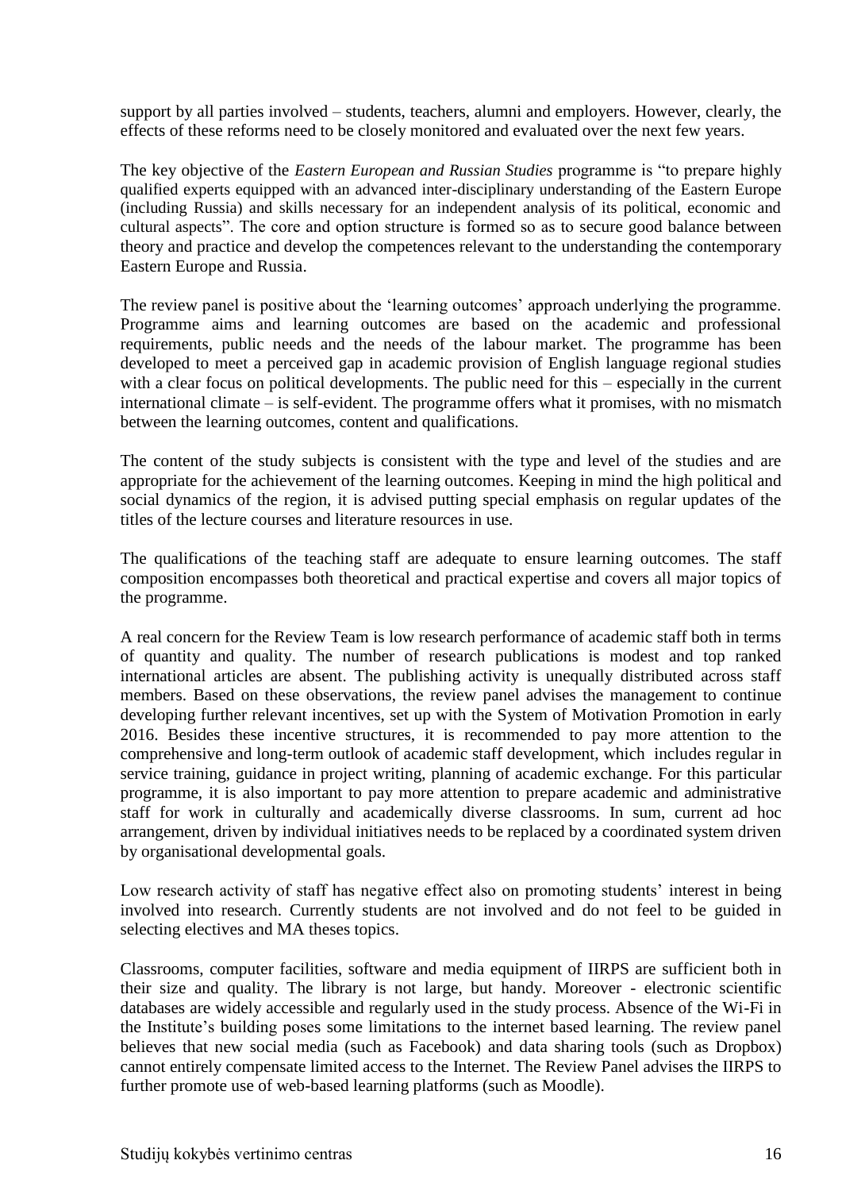support by all parties involved – students, teachers, alumni and employers. However, clearly, the effects of these reforms need to be closely monitored and evaluated over the next few years.

The key objective of the *Eastern European and Russian Studies* programme is "to prepare highly qualified experts equipped with an advanced inter-disciplinary understanding of the Eastern Europe (including Russia) and skills necessary for an independent analysis of its political, economic and cultural aspects". The core and option structure is formed so as to secure good balance between theory and practice and develop the competences relevant to the understanding the contemporary Eastern Europe and Russia.

The review panel is positive about the 'learning outcomes' approach underlying the programme. Programme aims and learning outcomes are based on the academic and professional requirements, public needs and the needs of the labour market. The programme has been developed to meet a perceived gap in academic provision of English language regional studies with a clear focus on political developments. The public need for this – especially in the current international climate – is self-evident. The programme offers what it promises, with no mismatch between the learning outcomes, content and qualifications.

The content of the study subjects is consistent with the type and level of the studies and are appropriate for the achievement of the learning outcomes. Keeping in mind the high political and social dynamics of the region, it is advised putting special emphasis on regular updates of the titles of the lecture courses and literature resources in use.

The qualifications of the teaching staff are adequate to ensure learning outcomes. The staff composition encompasses both theoretical and practical expertise and covers all major topics of the programme.

A real concern for the Review Team is low research performance of academic staff both in terms of quantity and quality. The number of research publications is modest and top ranked international articles are absent. The publishing activity is unequally distributed across staff members. Based on these observations, the review panel advises the management to continue developing further relevant incentives, set up with the System of Motivation Promotion in early 2016. Besides these incentive structures, it is recommended to pay more attention to the comprehensive and long-term outlook of academic staff development, which includes regular in service training, guidance in project writing, planning of academic exchange. For this particular programme, it is also important to pay more attention to prepare academic and administrative staff for work in culturally and academically diverse classrooms. In sum, current ad hoc arrangement, driven by individual initiatives needs to be replaced by a coordinated system driven by organisational developmental goals.

Low research activity of staff has negative effect also on promoting students' interest in being involved into research. Currently students are not involved and do not feel to be guided in selecting electives and MA theses topics.

Classrooms, computer facilities, software and media equipment of IIRPS are sufficient both in their size and quality. The library is not large, but handy. Moreover - electronic scientific databases are widely accessible and regularly used in the study process. Absence of the Wi-Fi in the Institute's building poses some limitations to the internet based learning. The review panel believes that new social media (such as Facebook) and data sharing tools (such as Dropbox) cannot entirely compensate limited access to the Internet. The Review Panel advises the IIRPS to further promote use of web-based learning platforms (such as Moodle).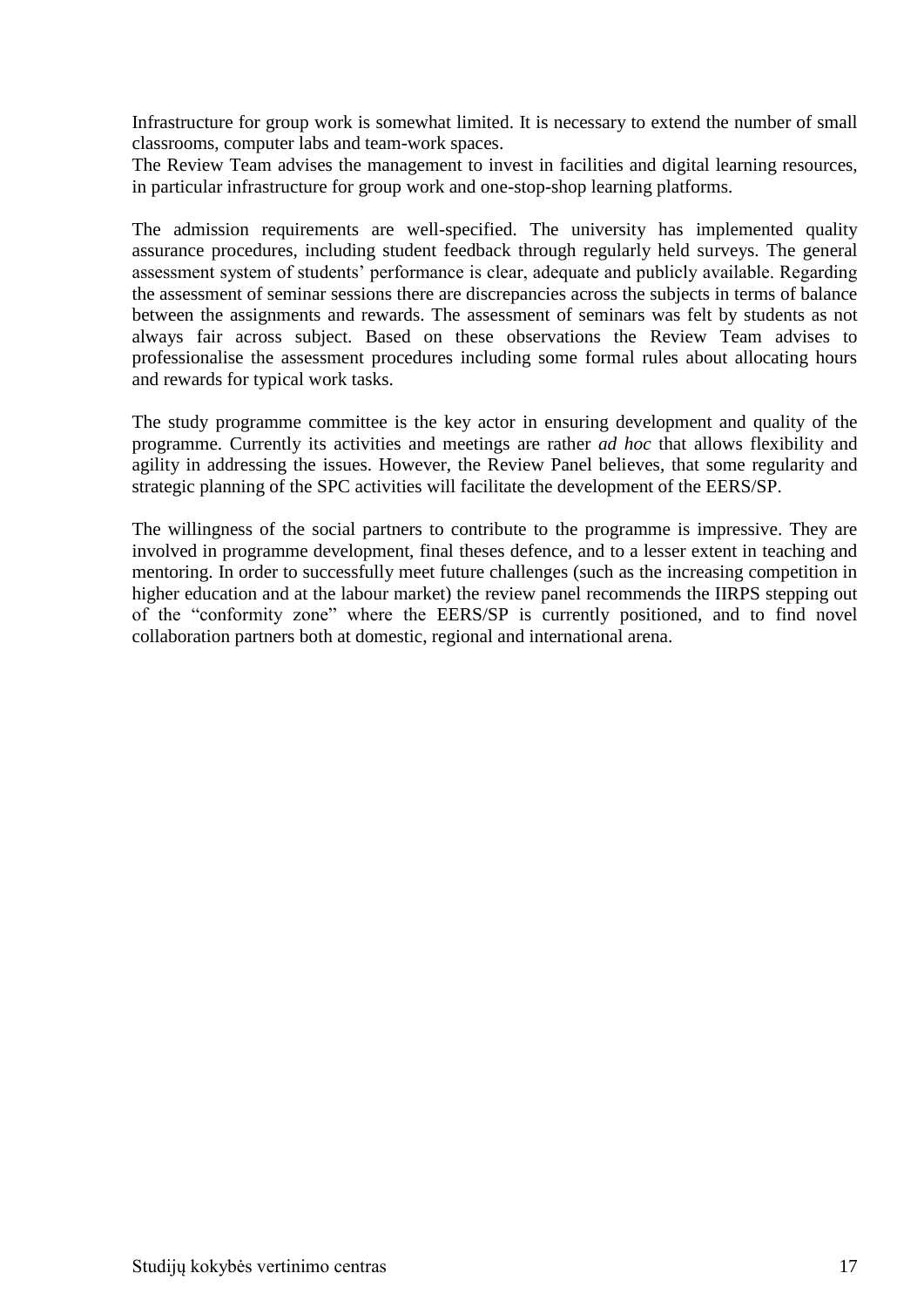Infrastructure for group work is somewhat limited. It is necessary to extend the number of small classrooms, computer labs and team-work spaces.
The Review Team advises the management to invest in facilities and digital learning resources, in particular infrastructure for group work and one-stop-shop learning platforms.

The admission requirements are well-specified. The university has implemented quality assurance procedures, including student feedback through regularly held surveys. The general assessment system of students' performance is clear, adequate and publicly available. Regarding the assessment of seminar sessions there are discrepancies across the subjects in terms of balance between the assignments and rewards. The assessment of seminars was felt by students as not always fair across subject. Based on these observations the Review Team advises to professionalise the assessment procedures including some formal rules about allocating hours and rewards for typical work tasks.

The study programme committee is the key actor in ensuring development and quality of the programme. Currently its activities and meetings are rather *ad hoc* that allows flexibility and agility in addressing the issues. However, the Review Panel believes, that some regularity and strategic planning of the SPC activities will facilitate the development of the EERS/SP.

The willingness of the social partners to contribute to the programme is impressive. They are involved in programme development, final theses defence, and to a lesser extent in teaching and mentoring. In order to successfully meet future challenges (such as the increasing competition in higher education and at the labour market) the review panel recommends the IIRPS stepping out of the "conformity zone" where the EERS/SP is currently positioned, and to find novel collaboration partners both at domestic, regional and international arena.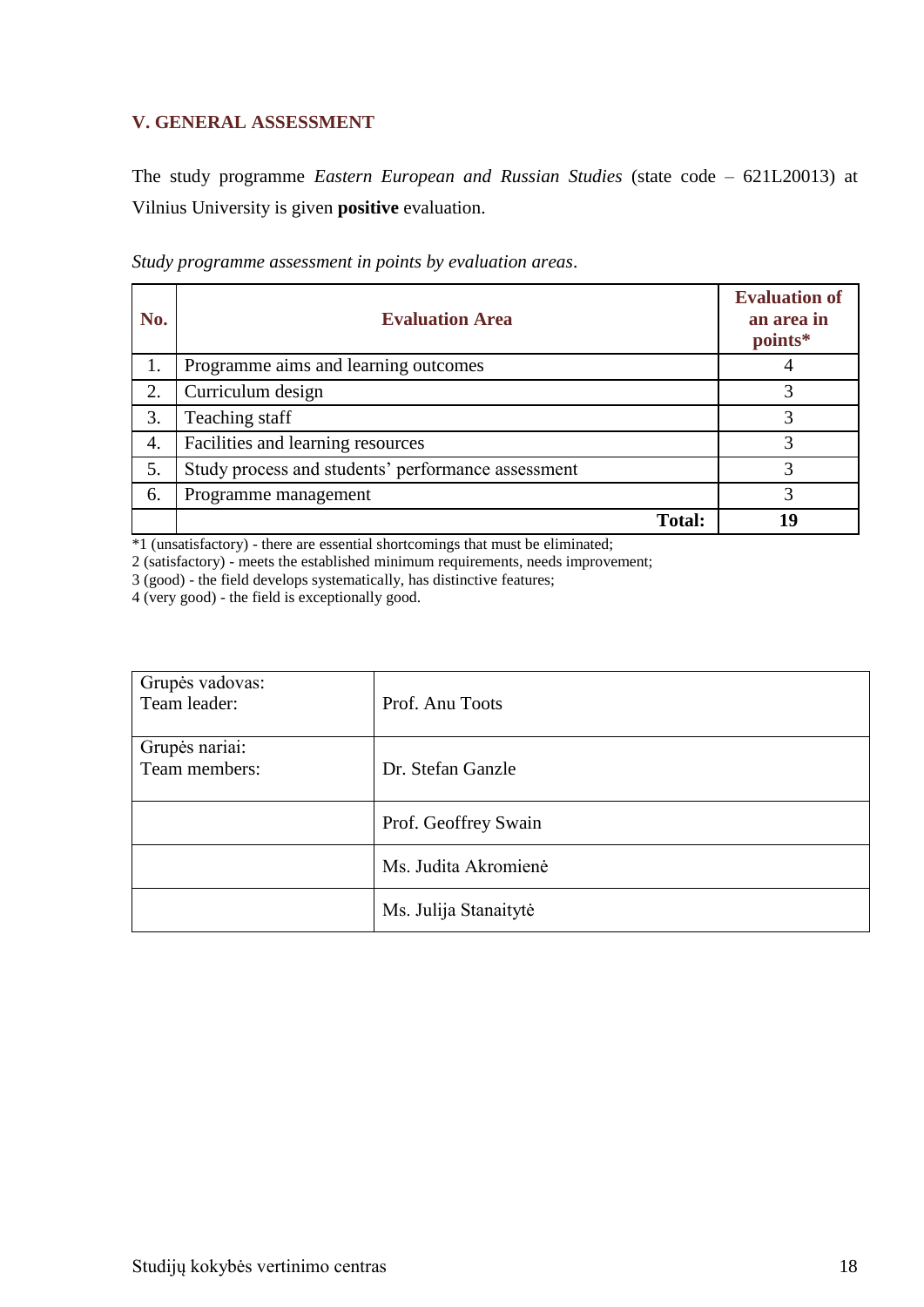## V. GENERAL ASSESSMENT

The study programme *Eastern European and Russian Studies* (state code – 621L20013) at Vilnius University is given **positive** evaluation.

*Study programme assessment in points by evaluation areas*.

| No. | Evaluation Area | Evaluation of an area in points* |
|---|---|---|
| 1. | Programme aims and learning outcomes | 4 |
| 2. | Curriculum design | 3 |
| 3. | Teaching staff | 3 |
| 4. | Facilities and learning resources | 3 |
| 5. | Study process and students' performance assessment | 3 |
| 6. | Programme management | 3 |
| | **Total:** | **19** |

*1 (unsatisfactory) - there are essential shortcomings that must be eliminated;
2 (satisfactory) - meets the established minimum requirements, needs improvement;
3 (good) - the field develops systematically, has distinctive features;
4 (very good) - the field is exceptionally good.

| | |
|---|---|
| Grupės vadovas:<br>Team leader: | Prof. Anu Toots |
| Grupės nariai:<br>Team members: | Dr. Stefan Ganzle |
| | Prof. Geoffrey Swain |
| | Ms. Judita Akromienė |
| | Ms. Julija Stanaitytė |

Studijų kokybės vertinimo centras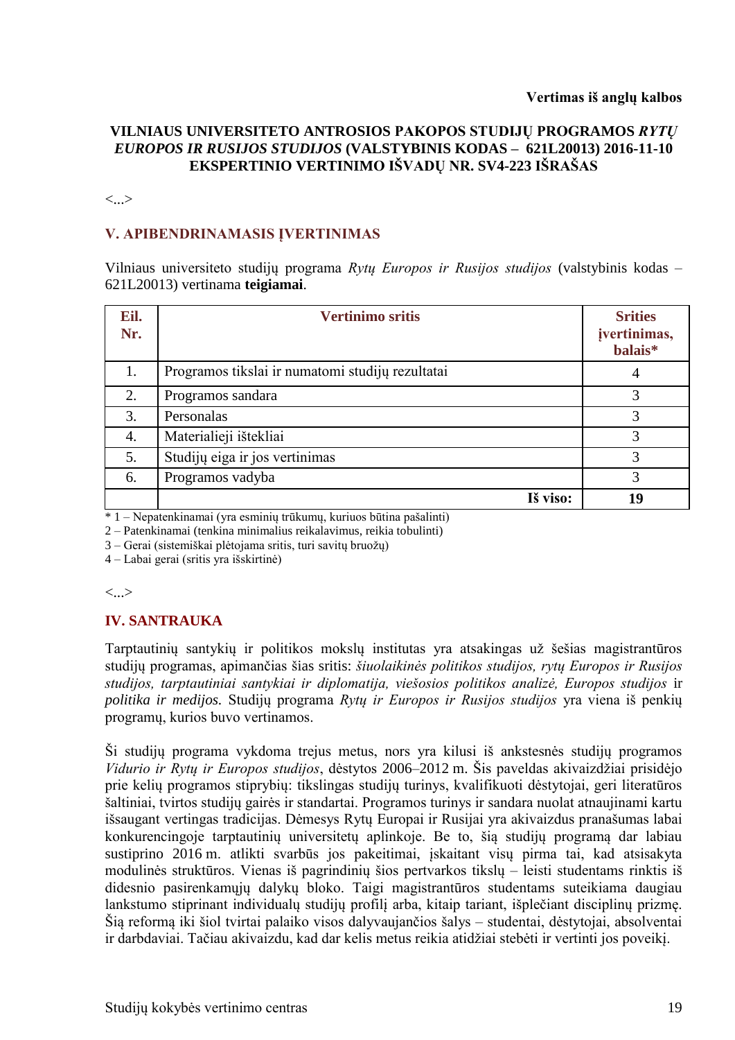**Vertimas iš anglų kalbos**

**VILNIAUS UNIVERSITETO ANTROSIOS PAKOPOS STUDIJŲ PROGRAMOS *RYTŲ EUROPOS IR RUSIJOS STUDIJOS* (VALSTYBINIS KODAS – 621L20013) 2016-11-10 EKSPERTINIO VERTINIMO IŠVADŲ NR. SV4-223 IŠRAŠAS**

<...>

## V. APIBENDRINAMASIS ĮVERTINIMAS

Vilniaus universiteto studijų programa *Rytų Europos ir Rusijos studijos* (valstybinis kodas – 621L20013) vertinama **teigiamai**.

| Eil. Nr. | Vertinimo sritis | Srities įvertinimas, balais* |
|---|---|---|
| 1. | Programos tikslai ir numatomi studijų rezultatai | 4 |
| 2. | Programos sandara | 3 |
| 3. | Personalas | 3 |
| 4. | Materialieji ištekliai | 3 |
| 5. | Studijų eiga ir jos vertinimas | 3 |
| 6. | Programos vadyba | 3 |
| | **Iš viso:** | **19** |

\* 1 – Nepatenkinamai (yra esminių trūkumų, kuriuos būtina pašalinti)
2 – Patenkinamai (tenkina minimalius reikalavimus, reikia tobulinti)
3 – Gerai (sistemiškai plėtojama sritis, turi savitų bruožų)
4 – Labai gerai (sritis yra išskirtinė)

<...>

## IV. SANTRAUKA

Tarptautinių santykių ir politikos mokslų institutas yra atsakingas už šešias magistrantūros studijų programas, apimančias šias sritis: *šiuolaikinės politikos studijos, rytų Europos ir Rusijos studijos, tarptautiniai santykiai ir diplomatija, viešosios politikos analizė, Europos studijos* ir *politika ir medijos.* Studijų programa *Rytų ir Europos ir Rusijos studijos* yra viena iš penkių programų, kurios buvo vertinamos.

Ši studijų programa vykdoma trejus metus, nors yra kilusi iš ankstesnės studijų programos *Vidurio ir Rytų ir Europos studijos*, dėstytos 2006–2012 m. Šis paveldas akivaizdžiai prisidėjo prie kelių programos stiprybių: tikslingas studijų turinys, kvalifikuoti dėstytojai, geri literatūros šaltiniai, tvirtos studijų gairės ir standartai. Programos turinys ir sandara nuolat atnaujinami kartu išsaugant vertingas tradicijas. Dėmesys Rytų Europai ir Rusijai yra akivaizdus pranašumas labai konkurencingoje tarptautinių universitetų aplinkoje. Be to, šią studijų programą dar labiau sustiprino 2016 m. atlikti svarbūs jos pakeitimai, įskaitant visų pirma tai, kad atsisakyta modulinės struktūros. Vienas iš pagrindinių šios pertvarkos tikslų – leisti studentams rinktis iš didesnio pasirenkamųjų dalykų bloko. Taigi magistrantūros studentams suteikiama daugiau lankstumo stiprinant individualų studijų profilį arba, kitaip tariant, išplečiant disciplinų prizmę. Šią reformą iki šiol tvirtai palaiko visos dalyvaujančios šalys – studentai, dėstytojai, absolventai ir darbdaviai. Tačiau akivaizdu, kad dar kelis metus reikia atidžiai stebėti ir vertinti jos poveikį.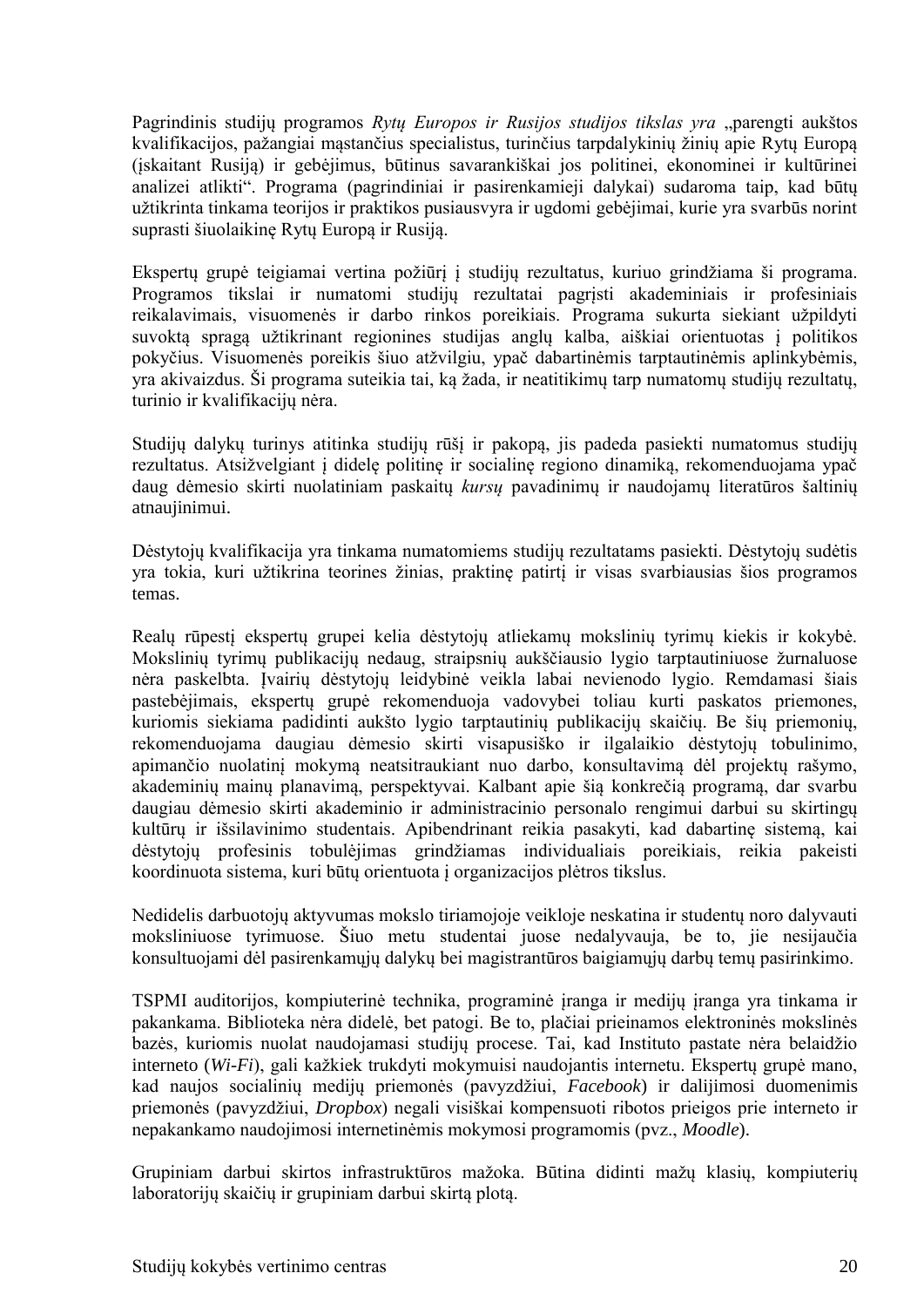Pagrindinis studijų programos *Rytų Europos ir Rusijos studijos tikslas yra* „parengti aukštos kvalifikacijos, pažangiai mąstančius specialistus, turinčius tarpdalykinių žinių apie Rytų Europą (įskaitant Rusiją) ir gebėjimus, būtinus savarankiškai jos politinei, ekonominei ir kultūrinei analizei atlikti“. Programa (pagrindiniai ir pasirenkamieji dalykai) sudaroma taip, kad būtų užtikrinta tinkama teorijos ir praktikos pusiausvyra ir ugdomi gebėjimai, kurie yra svarbūs norint suprasti šiuolaikinę Rytų Europą ir Rusiją.

Ekspertų grupė teigiamai vertina požiūrį į studijų rezultatus, kuriuo grindžiama ši programa. Programos tikslai ir numatomi studijų rezultatai pagrįsti akademiniais ir profesiniais reikalavimais, visuomenės ir darbo rinkos poreikiais. Programa sukurta siekiant užpildyti suvoktą spragą užtikrinant regionines studijas anglų kalba, aiškiai orientuotas į politikos pokyčius. Visuomenės poreikis šiuo atžvilgiu, ypač dabartinėmis tarptautinėmis aplinkybėmis, yra akivaizdus. Ši programa suteikia tai, ką žada, ir neatitikimų tarp numatomų studijų rezultatų, turinio ir kvalifikacijų nėra.

Studijų dalykų turinys atitinka studijų rūšį ir pakopą, jis padeda pasiekti numatomus studijų rezultatus. Atsižvelgiant į didelę politinę ir socialinę regiono dinamiką, rekomenduojama ypač daug dėmesio skirti nuolatiniam paskaitų *kursų* pavadinimų ir naudojamų literatūros šaltinių atnaujinimui.

Dėstytojų kvalifikacija yra tinkama numatomiems studijų rezultatams pasiekti. Dėstytojų sudėtis yra tokia, kuri užtikrina teorines žinias, praktinę patirtį ir visas svarbiausias šios programos temas.

Realų rūpestį ekspertų grupei kelia dėstytojų atliekamų mokslinių tyrimų kiekis ir kokybė. Mokslinių tyrimų publikacijų nedaug, straipsnių aukščiausio lygio tarptautiniuose žurnaluose nėra paskelbta. Įvairių dėstytojų leidybinė veikla labai nevienodo lygio. Remdamasi šiais pastebėjimais, ekspertų grupė rekomenduoja vadovybei toliau kurti paskatos priemones, kuriomis siekiama padidinti aukšto lygio tarptautinių publikacijų skaičių. Be šių priemonių, rekomenduojama daugiau dėmesio skirti visapusiško ir ilgalaikio dėstytojų tobulinimo, apimančio nuolatinį mokymą neatsitraukiant nuo darbo, konsultavimą dėl projektų rašymo, akademinių mainų planavimą, perspektyvai. Kalbant apie šią konkrečią programą, dar svarbu daugiau dėmesio skirti akademinio ir administracinio personalo rengimui darbui su skirtingų kultūrų ir išsilavinimo studentais. Apibendrinant reikia pasakyti, kad dabartinę sistemą, kai dėstytojų profesinis tobulėjimas grindžiamas individualiais poreikiais, reikia pakeisti koordinuota sistema, kuri būtų orientuota į organizacijos plėtros tikslus.

Nedidelis darbuotojų aktyvumas mokslo tiriamojoje veikloje neskatina ir studentų noro dalyvauti moksliniuose tyrimuose. Šiuo metu studentai juose nedalyvauja, be to, jie nesijaučia konsultuojami dėl pasirenkamųjų dalykų bei magistrantūros baigiamųjų darbų temų pasirinkimo.

TSPMI auditorijos, kompiuterinė technika, programinė įranga ir medijų įranga yra tinkama ir pakankama. Biblioteka nėra didelė, bet patogi. Be to, plačiai prieinamos elektroninės mokslinės bazės, kuriomis nuolat naudojamasi studijų procese. Tai, kad Instituto pastate nėra belaidžio interneto (*Wi-Fi*), gali kažkiek trukdyti mokymuisi naudojantis internetu. Ekspertų grupė mano, kad naujos socialinių medijų priemonės (pavyzdžiui, *Facebook*) ir dalijimosi duomenimis priemonės (pavyzdžiui, *Dropbox*) negali visiškai kompensuoti ribotos prieigos prie interneto ir nepakankamo naudojimosi internetinėmis mokymosi programomis (pvz., *Moodle*).

Grupiniam darbui skirtos infrastruktūros mažoka. Būtina didinti mažų klasių, kompiuterių laboratorijų skaičių ir grupiniam darbui skirtą plotą.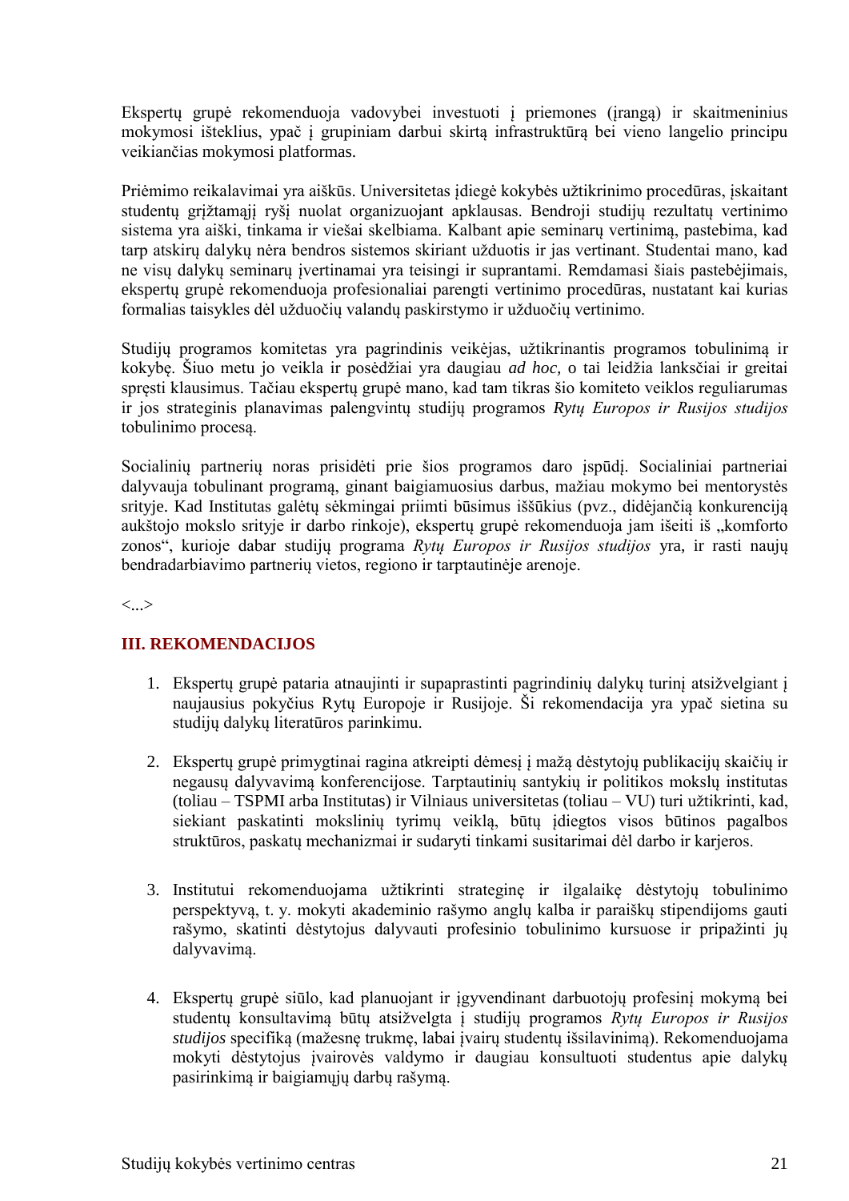Ekspertų grupė rekomenduoja vadovybei investuoti į priemones (įrangą) ir skaitmeninius mokymosi išteklius, ypač į grupiniam darbui skirtą infrastruktūrą bei vieno langelio principu veikiančias mokymosi platformas.

Priėmimo reikalavimai yra aiškūs. Universitetas įdiegė kokybės užtikrinimo procedūras, įskaitant studentų grįžtamąjį ryšį nuolat organizuojant apklausas. Bendroji studijų rezultatų vertinimo sistema yra aiški, tinkama ir viešai skelbiama. Kalbant apie seminarų vertinimą, pastebima, kad tarp atskirų dalykų nėra bendros sistemos skiriant užduotis ir jas vertinant. Studentai mano, kad ne visų dalykų seminarų įvertinamai yra teisingi ir suprantami. Remdamasi šiais pastebėjimais, ekspertų grupė rekomenduoja profesionaliai parengti vertinimo procedūras, nustatant kai kurias formalias taisykles dėl užduočių valandų paskirstymo ir užduočių vertinimo.

Studijų programos komitetas yra pagrindinis veikėjas, užtikrinantis programos tobulinimą ir kokybę. Šiuo metu jo veikla ir posėdžiai yra daugiau *ad hoc,* o tai leidžia lanksčiai ir greitai spręsti klausimus. Tačiau ekspertų grupė mano, kad tam tikras šio komiteto veiklos reguliarumas ir jos strateginis planavimas palengvintų studijų programos *Rytų Europos ir Rusijos studijos* tobulinimo procesą.

Socialinių partnerių noras prisidėti prie šios programos daro įspūdį. Socialiniai partneriai dalyvauja tobulinant programą, ginant baigiamuosius darbus, mažiau mokymo bei mentorystės srityje. Kad Institutas galėtų sėkmingai priimti būsimus iššūkius (pvz., didėjančią konkurenciją aukštojo mokslo srityje ir darbo rinkoje), ekspertų grupė rekomenduoja jam išeiti iš „komforto zonos“, kurioje dabar studijų programa *Rytų Europos ir Rusijos studijos* yra, ir rasti naujų bendradarbiavimo partnerių vietos, regiono ir tarptautinėje arenoje.

<...>

## III. REKOMENDACIJOS

1. Ekspertų grupė pataria atnaujinti ir supaprastinti pagrindinių dalykų turinį atsižvelgiant į naujausius pokyčius Rytų Europoje ir Rusijoje. Ši rekomendacija yra ypač sietina su studijų dalykų literatūros parinkimu.

2. Ekspertų grupė primygtinai ragina atkreipti dėmesį į mažą dėstytojų publikacijų skaičių ir negausų dalyvavimą konferencijose. Tarptautinių santykių ir politikos mokslų institutas (toliau – TSPMI arba Institutas) ir Vilniaus universitetas (toliau – VU) turi užtikrinti, kad, siekiant paskatinti mokslinių tyrimų veiklą, būtų įdiegtos visos būtinos pagalbos struktūros, paskatų mechanizmai ir sudaryti tinkami susitarimai dėl darbo ir karjeros.

3. Institutui rekomenduojama užtikrinti strateginę ir ilgalaikę dėstytojų tobulinimo perspektyvą, t. y. mokyti akademinio rašymo anglų kalba ir paraiškų stipendijoms gauti rašymo, skatinti dėstytojus dalyvauti profesinio tobulinimo kursuose ir pripažinti jų dalyvavimą.

4. Ekspertų grupė siūlo, kad planuojant ir įgyvendinant darbuotojų profesinį mokymą bei studentų konsultavimą būtų atsižvelgta į studijų programos *Rytų Europos ir Rusijos studijos* specifiką (mažesnę trukmę, labai įvairų studentų išsilavinimą). Rekomenduojama mokyti dėstytojus įvairovės valdymo ir daugiau konsultuoti studentus apie dalykų pasirinkimą ir baigiamųjų darbų rašymą.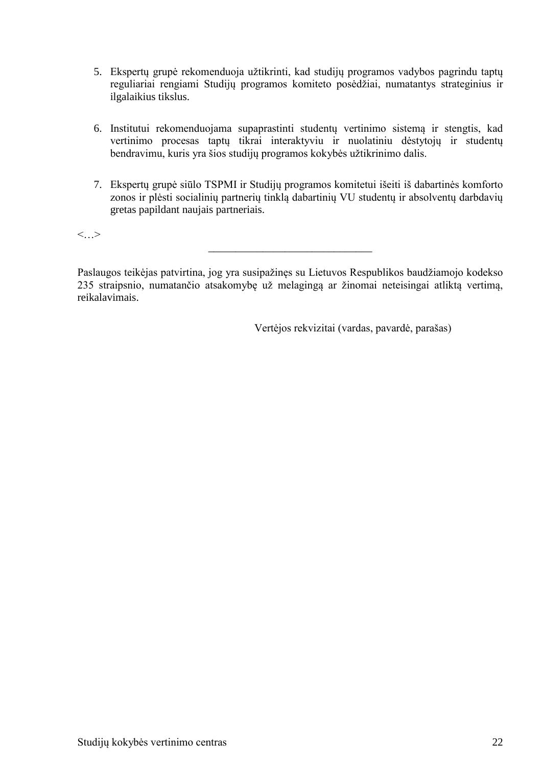5. Ekspertų grupė rekomenduoja užtikrinti, kad studijų programos vadybos pagrindu taptų reguliariai rengiami Studijų programos komiteto posėdžiai, numatantys strateginius ir ilgalaikius tikslus.

6. Institutui rekomenduojama supaprastinti studentų vertinimo sistemą ir stengtis, kad vertinimo procesas taptų tikrai interaktyviu ir nuolatiniu dėstytojų ir studentų bendravimu, kuris yra šios studijų programos kokybės užtikrinimo dalis.

7. Ekspertų grupė siūlo TSPMI ir Studijų programos komitetui išeiti iš dabartinės komforto zonos ir plėsti socialinių partnerių tinklą dabartinių VU studentų ir absolventų darbdavių gretas papildant naujais partneriais.

<…>

______________________________

Paslaugos teikėjas patvirtina, jog yra susipažinęs su Lietuvos Respublikos baudžiamojo kodekso 235 straipsnio, numatančio atsakomybę už melagingą ar žinomai neteisingai atliktą vertimą, reikalavimais.

Vertėjos rekvizitai (vardas, pavardė, parašas)